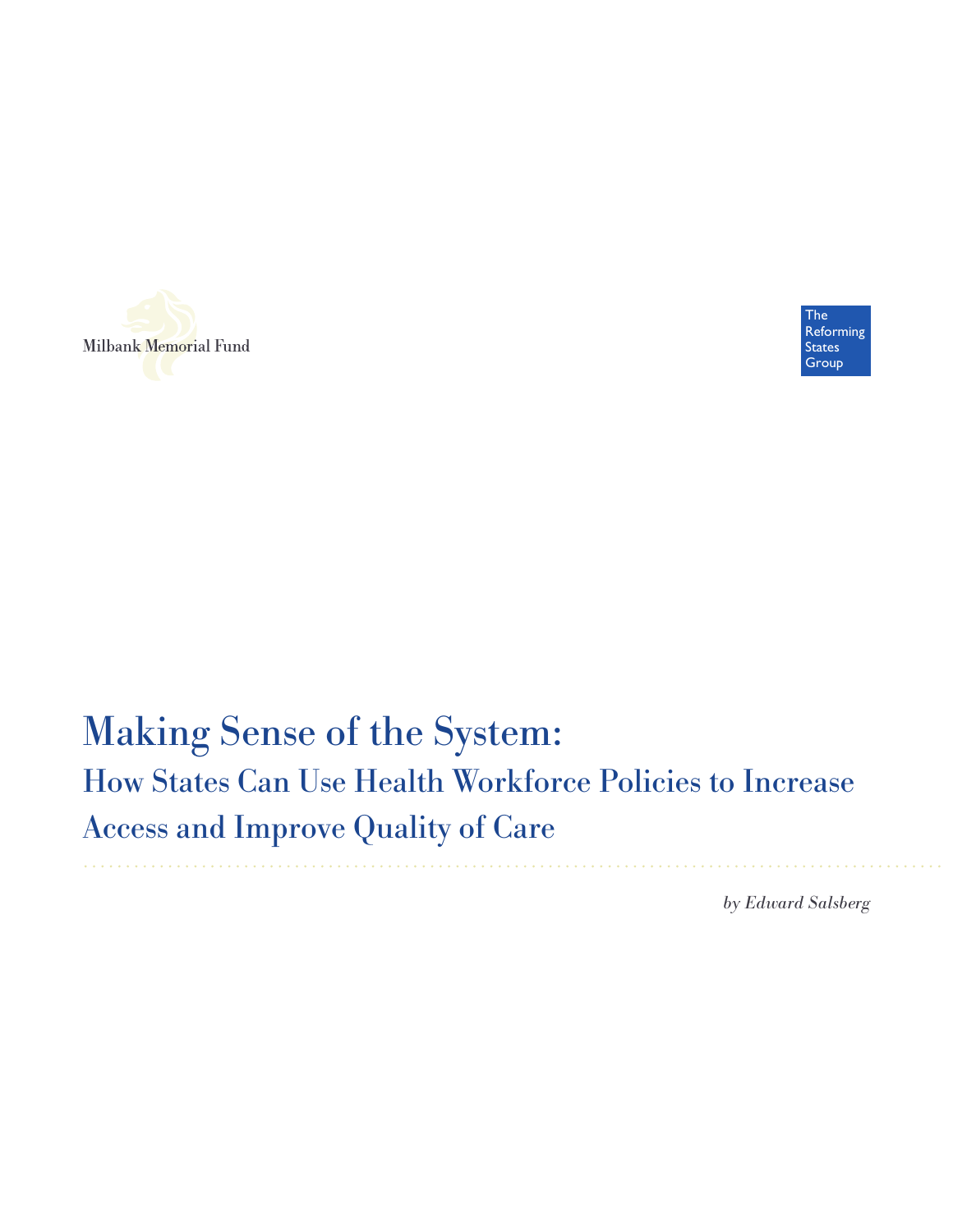Milbank Memorial Fund

The Reforming States Group

# Making Sense of the System:

## How States Can Use Health Workforce Policies to Increase Access and Improve Quality of Care

*by Edward Salsberg*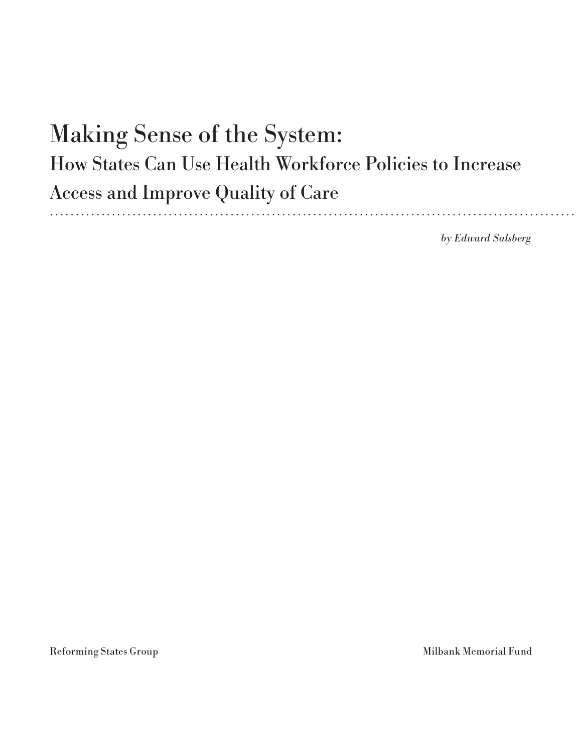# Making Sense of the System:

## How States Can Use Health Workforce Policies to Increase Access and Improve Quality of Care

*by Edward Salsberg*

Reforming States Group

Milbank Memorial Fund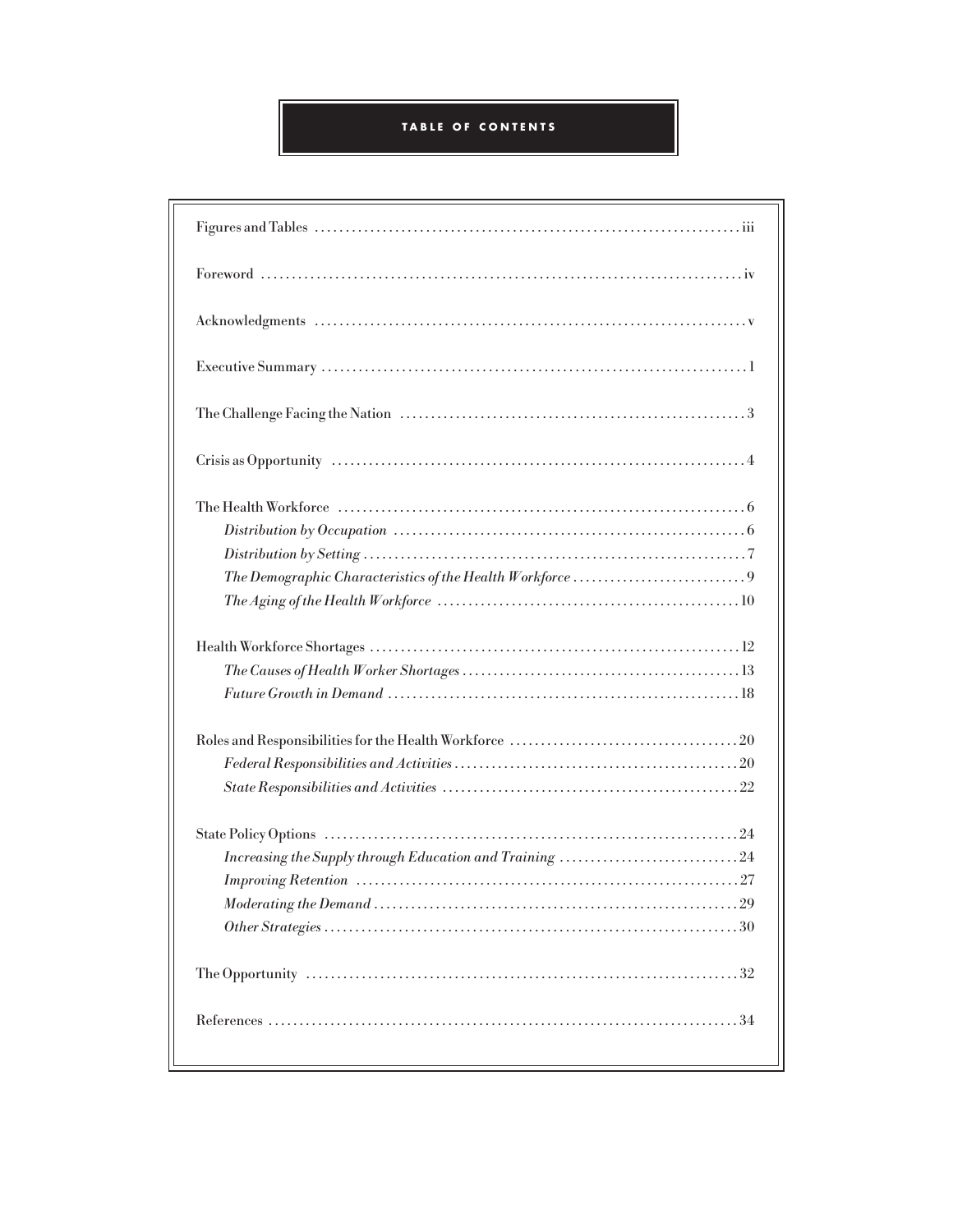# TABLE OF CONTENTS

Figures and Tables . . . . . . . . . . . . . . . . . . . . . . . . . . . . . . . . . . . . iii

Foreword . . . . . . . . . . . . . . . . . . . . . . . . . . . . . . . . . . . . iv

Acknowledgments . . . . . . . . . . . . . . . . . . . . . . . . . . . . . . . . . . . . v

Executive Summary . . . . . . . . . . . . . . . . . . . . . . . . . . . . . . . . . . . . 1

The Challenge Facing the Nation . . . . . . . . . . . . . . . . . . . . . . . . . . . . . . . . . . . . 3

Crisis as Opportunity . . . . . . . . . . . . . . . . . . . . . . . . . . . . . . . . . . . . 4

The Health Workforce . . . . . . . . . . . . . . . . . . . . . . . . . . . . . . . . . . . . 6

- *Distribution by Occupation* . . . . . . . . . . . . . . . . . . . . . . . . . . . . . . . . . . . . 6
- *Distribution by Setting* . . . . . . . . . . . . . . . . . . . . . . . . . . . . . . . . . . . . 7
- *The Demographic Characteristics of the Health Workforce* . . . . . . . . . . . . . . . . . . . . 9
- *The Aging of the Health Workforce* . . . . . . . . . . . . . . . . . . . . . . . . . . . . . . . . . . . . 10

Health Workforce Shortages . . . . . . . . . . . . . . . . . . . . . . . . . . . . . . . . . . . . 12

- *The Causes of Health Worker Shortages* . . . . . . . . . . . . . . . . . . . . . . . . . . . . . . . . . . . . 13
- *Future Growth in Demand* . . . . . . . . . . . . . . . . . . . . . . . . . . . . . . . . . . . . 18

Roles and Responsibilities for the Health Workforce . . . . . . . . . . . . . . . . . . . . 20

- *Federal Responsibilities and Activities* . . . . . . . . . . . . . . . . . . . . . . . . . . . . . . . . . . . . 20
- *State Responsibilities and Activities* . . . . . . . . . . . . . . . . . . . . . . . . . . . . . . . . . . . . 22

State Policy Options . . . . . . . . . . . . . . . . . . . . . . . . . . . . . . . . . . . . 24

- *Increasing the Supply through Education and Training* . . . . . . . . . . . . . . . . . . . . 24
- *Improving Retention* . . . . . . . . . . . . . . . . . . . . . . . . . . . . . . . . . . . . 27
- *Moderating the Demand* . . . . . . . . . . . . . . . . . . . . . . . . . . . . . . . . . . . . 29
- *Other Strategies* . . . . . . . . . . . . . . . . . . . . . . . . . . . . . . . . . . . . 30

The Opportunity . . . . . . . . . . . . . . . . . . . . . . . . . . . . . . . . . . . . 32

References . . . . . . . . . . . . . . . . . . . . . . . . . . . . . . . . . . . . 34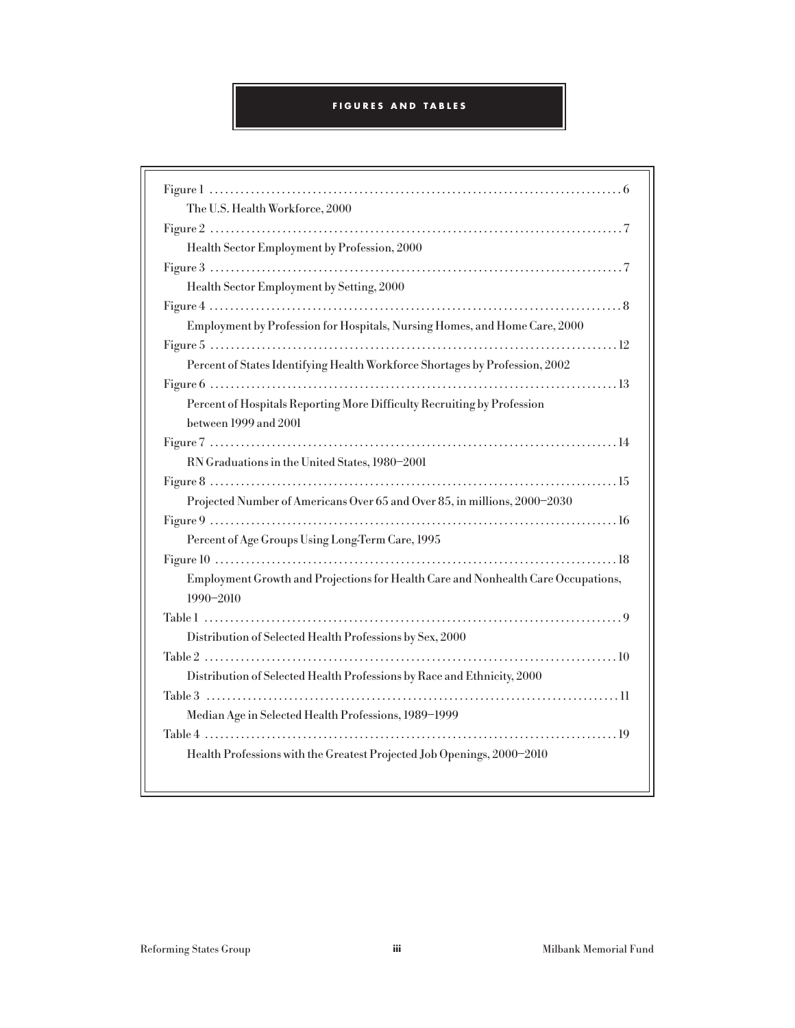# FIGURES AND TABLES

Figure 1 . . . . . . . . . . . . . . . . . . . . . . . . . . . . . . . . . . . . . . . . . . . . . . . . . . . . . . . . . . . . . . . . . . . . . . . . . . 6
The U.S. Health Workforce, 2000

Figure 2 . . . . . . . . . . . . . . . . . . . . . . . . . . . . . . . . . . . . . . . . . . . . . . . . . . . . . . . . . . . . . . . . . . . . . . . . . . 7
Health Sector Employment by Profession, 2000

Figure 3 . . . . . . . . . . . . . . . . . . . . . . . . . . . . . . . . . . . . . . . . . . . . . . . . . . . . . . . . . . . . . . . . . . . . . . . . . . 7
Health Sector Employment by Setting, 2000

Figure 4 . . . . . . . . . . . . . . . . . . . . . . . . . . . . . . . . . . . . . . . . . . . . . . . . . . . . . . . . . . . . . . . . . . . . . . . . . . 8
Employment by Profession for Hospitals, Nursing Homes, and Home Care, 2000

Figure 5 . . . . . . . . . . . . . . . . . . . . . . . . . . . . . . . . . . . . . . . . . . . . . . . . . . . . . . . . . . . . . . . . . . . . . . . . . . 12
Percent of States Identifying Health Workforce Shortages by Profession, 2002

Figure 6 . . . . . . . . . . . . . . . . . . . . . . . . . . . . . . . . . . . . . . . . . . . . . . . . . . . . . . . . . . . . . . . . . . . . . . . . . . 13
Percent of Hospitals Reporting More Difficulty Recruiting by Profession between 1999 and 2001

Figure 7 . . . . . . . . . . . . . . . . . . . . . . . . . . . . . . . . . . . . . . . . . . . . . . . . . . . . . . . . . . . . . . . . . . . . . . . . . . 14
RN Graduations in the United States, 1980–2001

Figure 8 . . . . . . . . . . . . . . . . . . . . . . . . . . . . . . . . . . . . . . . . . . . . . . . . . . . . . . . . . . . . . . . . . . . . . . . . . . 15
Projected Number of Americans Over 65 and Over 85, in millions, 2000–2030

Figure 9 . . . . . . . . . . . . . . . . . . . . . . . . . . . . . . . . . . . . . . . . . . . . . . . . . . . . . . . . . . . . . . . . . . . . . . . . . . 16
Percent of Age Groups Using Long-Term Care, 1995

Figure 10 . . . . . . . . . . . . . . . . . . . . . . . . . . . . . . . . . . . . . . . . . . . . . . . . . . . . . . . . . . . . . . . . . . . . . . . . . 18
Employment Growth and Projections for Health Care and Nonhealth Care Occupations, 1990–2010

Table 1 . . . . . . . . . . . . . . . . . . . . . . . . . . . . . . . . . . . . . . . . . . . . . . . . . . . . . . . . . . . . . . . . . . . . . . . . . . 9
Distribution of Selected Health Professions by Sex, 2000

Table 2 . . . . . . . . . . . . . . . . . . . . . . . . . . . . . . . . . . . . . . . . . . . . . . . . . . . . . . . . . . . . . . . . . . . . . . . . . . 10
Distribution of Selected Health Professions by Race and Ethnicity, 2000

Table 3 . . . . . . . . . . . . . . . . . . . . . . . . . . . . . . . . . . . . . . . . . . . . . . . . . . . . . . . . . . . . . . . . . . . . . . . . . . 11
Median Age in Selected Health Professions, 1989–1999

Table 4 . . . . . . . . . . . . . . . . . . . . . . . . . . . . . . . . . . . . . . . . . . . . . . . . . . . . . . . . . . . . . . . . . . . . . . . . . . 19
Health Professions with the Greatest Projected Job Openings, 2000–2010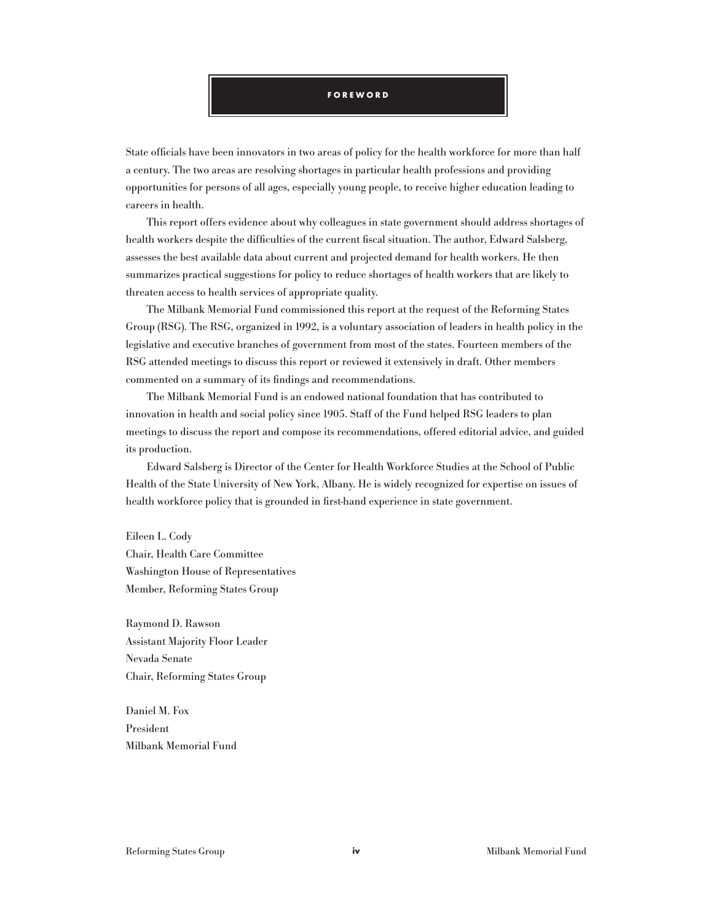# FOREWORD

State officials have been innovators in two areas of policy for the health workforce for more than half a century. The two areas are resolving shortages in particular health professions and providing opportunities for persons of all ages, especially young people, to receive higher education leading to careers in health.

This report offers evidence about why colleagues in state government should address shortages of health workers despite the difficulties of the current fiscal situation. The author, Edward Salsberg, assesses the best available data about current and projected demand for health workers. He then summarizes practical suggestions for policy to reduce shortages of health workers that are likely to threaten access to health services of appropriate quality.

The Milbank Memorial Fund commissioned this report at the request of the Reforming States Group (RSG). The RSG, organized in 1992, is a voluntary association of leaders in health policy in the legislative and executive branches of government from most of the states. Fourteen members of the RSG attended meetings to discuss this report or reviewed it extensively in draft. Other members commented on a summary of its findings and recommendations.

The Milbank Memorial Fund is an endowed national foundation that has contributed to innovation in health and social policy since 1905. Staff of the Fund helped RSG leaders to plan meetings to discuss the report and compose its recommendations, offered editorial advice, and guided its production.

Edward Salsberg is Director of the Center for Health Workforce Studies at the School of Public Health of the State University of New York, Albany. He is widely recognized for expertise on issues of health workforce policy that is grounded in first-hand experience in state government.

Eileen L. Cody
Chair, Health Care Committee
Washington House of Representatives
Member, Reforming States Group

Raymond D. Rawson
Assistant Majority Floor Leader
Nevada Senate
Chair, Reforming States Group

Daniel M. Fox
President
Milbank Memorial Fund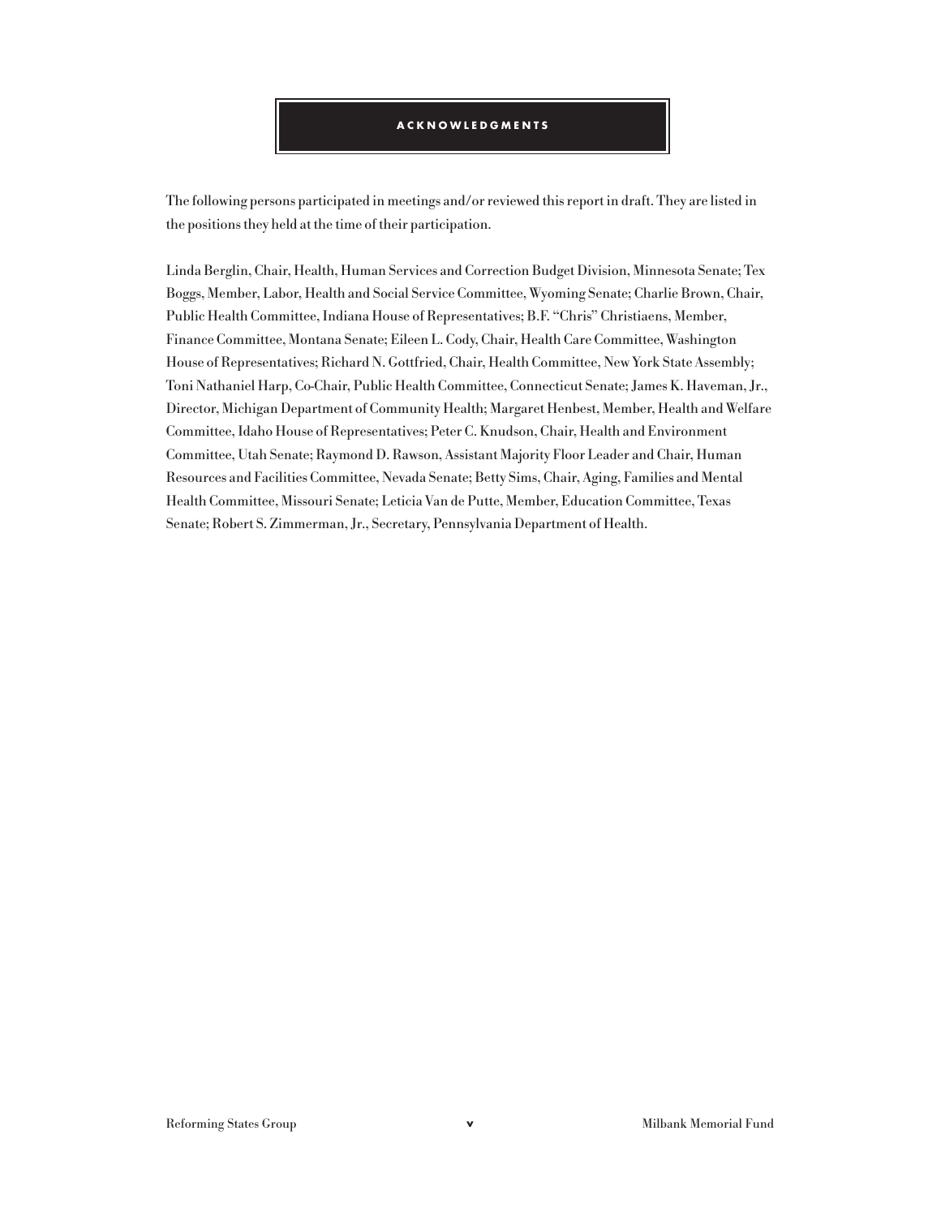## ACKNOWLEDGMENTS

The following persons participated in meetings and/or reviewed this report in draft. They are listed in the positions they held at the time of their participation.

Linda Berglin, Chair, Health, Human Services and Correction Budget Division, Minnesota Senate; Tex Boggs, Member, Labor, Health and Social Service Committee, Wyoming Senate; Charlie Brown, Chair, Public Health Committee, Indiana House of Representatives; B.F. "Chris" Christiaens, Member, Finance Committee, Montana Senate; Eileen L. Cody, Chair, Health Care Committee, Washington House of Representatives; Richard N. Gottfried, Chair, Health Committee, New York State Assembly; Toni Nathaniel Harp, Co-Chair, Public Health Committee, Connecticut Senate; James K. Haveman, Jr., Director, Michigan Department of Community Health; Margaret Henbest, Member, Health and Welfare Committee, Idaho House of Representatives; Peter C. Knudson, Chair, Health and Environment Committee, Utah Senate; Raymond D. Rawson, Assistant Majority Floor Leader and Chair, Human Resources and Facilities Committee, Nevada Senate; Betty Sims, Chair, Aging, Families and Mental Health Committee, Missouri Senate; Leticia Van de Putte, Member, Education Committee, Texas Senate; Robert S. Zimmerman, Jr., Secretary, Pennsylvania Department of Health.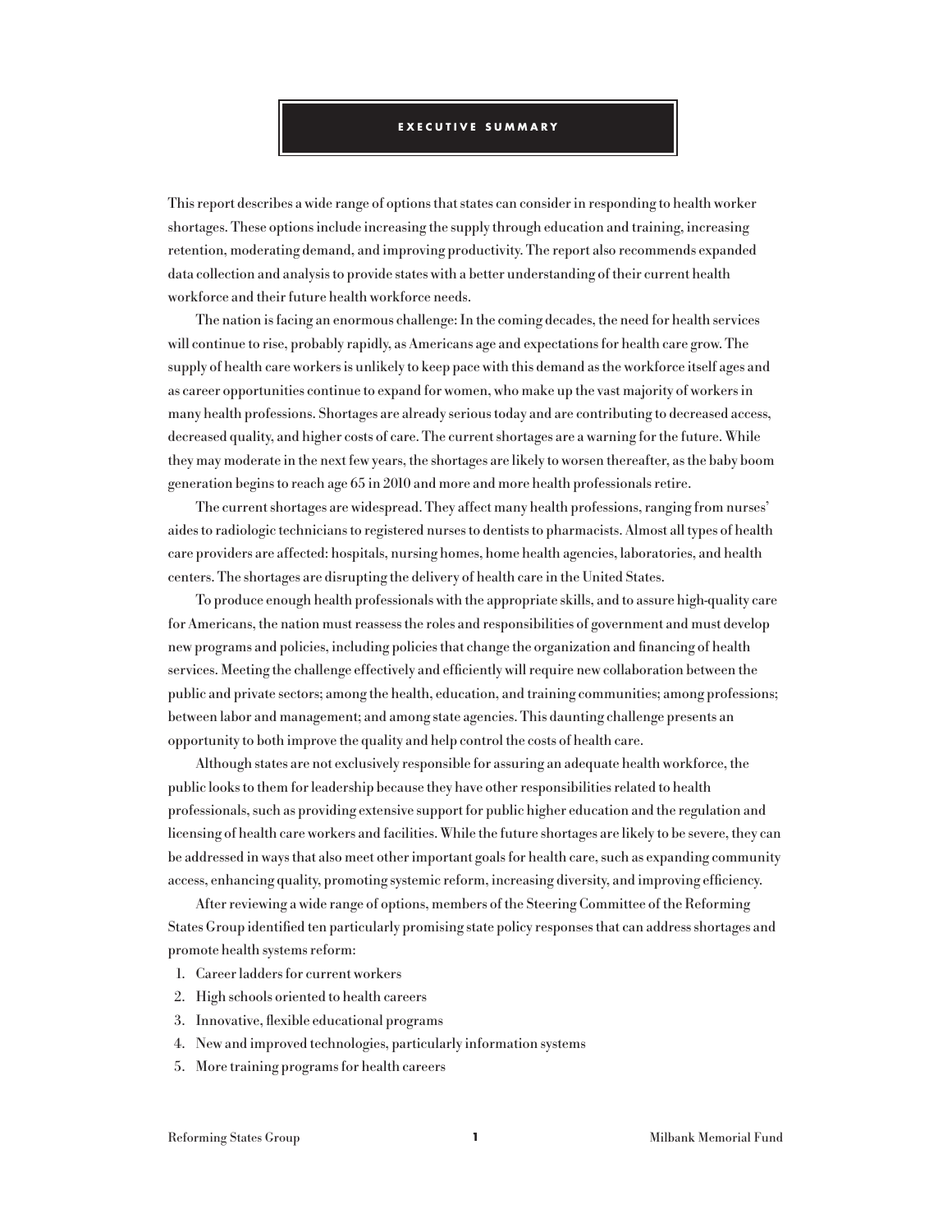# EXECUTIVE SUMMARY

This report describes a wide range of options that states can consider in responding to health worker shortages. These options include increasing the supply through education and training, increasing retention, moderating demand, and improving productivity. The report also recommends expanded data collection and analysis to provide states with a better understanding of their current health workforce and their future health workforce needs.

The nation is facing an enormous challenge: In the coming decades, the need for health services will continue to rise, probably rapidly, as Americans age and expectations for health care grow. The supply of health care workers is unlikely to keep pace with this demand as the workforce itself ages and as career opportunities continue to expand for women, who make up the vast majority of workers in many health professions. Shortages are already serious today and are contributing to decreased access, decreased quality, and higher costs of care. The current shortages are a warning for the future. While they may moderate in the next few years, the shortages are likely to worsen thereafter, as the baby boom generation begins to reach age 65 in 2010 and more and more health professionals retire.

The current shortages are widespread. They affect many health professions, ranging from nurses' aides to radiologic technicians to registered nurses to dentists to pharmacists. Almost all types of health care providers are affected: hospitals, nursing homes, home health agencies, laboratories, and health centers. The shortages are disrupting the delivery of health care in the United States.

To produce enough health professionals with the appropriate skills, and to assure high-quality care for Americans, the nation must reassess the roles and responsibilities of government and must develop new programs and policies, including policies that change the organization and financing of health services. Meeting the challenge effectively and efficiently will require new collaboration between the public and private sectors; among the health, education, and training communities; among professions; between labor and management; and among state agencies. This daunting challenge presents an opportunity to both improve the quality and help control the costs of health care.

Although states are not exclusively responsible for assuring an adequate health workforce, the public looks to them for leadership because they have other responsibilities related to health professionals, such as providing extensive support for public higher education and the regulation and licensing of health care workers and facilities. While the future shortages are likely to be severe, they can be addressed in ways that also meet other important goals for health care, such as expanding community access, enhancing quality, promoting systemic reform, increasing diversity, and improving efficiency.

After reviewing a wide range of options, members of the Steering Committee of the Reforming States Group identified ten particularly promising state policy responses that can address shortages and promote health systems reform:

1. Career ladders for current workers
2. High schools oriented to health careers
3. Innovative, flexible educational programs
4. New and improved technologies, particularly information systems
5. More training programs for health careers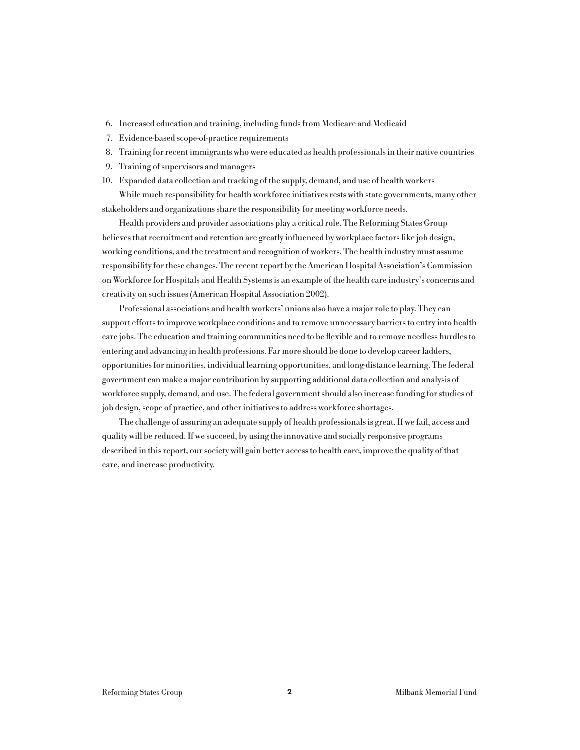6. Increased education and training, including funds from Medicare and Medicaid
7. Evidence-based scope-of-practice requirements
8. Training for recent immigrants who were educated as health professionals in their native countries
9. Training of supervisors and managers
10. Expanded data collection and tracking of the supply, demand, and use of health workers

While much responsibility for health workforce initiatives rests with state governments, many other stakeholders and organizations share the responsibility for meeting workforce needs.

Health providers and provider associations play a critical role. The Reforming States Group believes that recruitment and retention are greatly influenced by workplace factors like job design, working conditions, and the treatment and recognition of workers. The health industry must assume responsibility for these changes. The recent report by the American Hospital Association's Commission on Workforce for Hospitals and Health Systems is an example of the health care industry's concerns and creativity on such issues (American Hospital Association 2002).

Professional associations and health workers' unions also have a major role to play. They can support efforts to improve workplace conditions and to remove unnecessary barriers to entry into health care jobs. The education and training communities need to be flexible and to remove needless hurdles to entering and advancing in health professions. Far more should be done to develop career ladders, opportunities for minorities, individual learning opportunities, and long-distance learning. The federal government can make a major contribution by supporting additional data collection and analysis of workforce supply, demand, and use. The federal government should also increase funding for studies of job design, scope of practice, and other initiatives to address workforce shortages.

The challenge of assuring an adequate supply of health professionals is great. If we fail, access and quality will be reduced. If we succeed, by using the innovative and socially responsive programs described in this report, our society will gain better access to health care, improve the quality of that care, and increase productivity.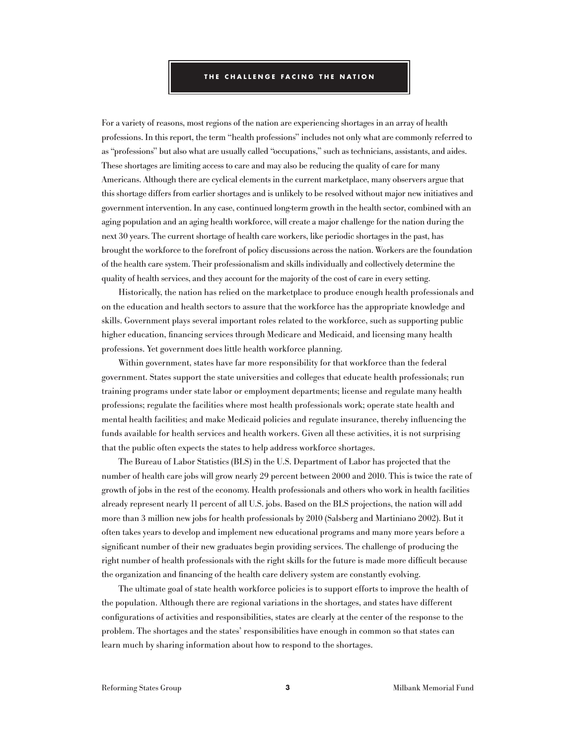## THE CHALLENGE FACING THE NATION

For a variety of reasons, most regions of the nation are experiencing shortages in an array of health professions. In this report, the term "health professions" includes not only what are commonly referred to as "professions" but also what are usually called "occupations," such as technicians, assistants, and aides. These shortages are limiting access to care and may also be reducing the quality of care for many Americans. Although there are cyclical elements in the current marketplace, many observers argue that this shortage differs from earlier shortages and is unlikely to be resolved without major new initiatives and government intervention. In any case, continued long-term growth in the health sector, combined with an aging population and an aging health workforce, will create a major challenge for the nation during the next 30 years. The current shortage of health care workers, like periodic shortages in the past, has brought the workforce to the forefront of policy discussions across the nation. Workers are the foundation of the health care system. Their professionalism and skills individually and collectively determine the quality of health services, and they account for the majority of the cost of care in every setting.

Historically, the nation has relied on the marketplace to produce enough health professionals and on the education and health sectors to assure that the workforce has the appropriate knowledge and skills. Government plays several important roles related to the workforce, such as supporting public higher education, financing services through Medicare and Medicaid, and licensing many health professions. Yet government does little health workforce planning.

Within government, states have far more responsibility for that workforce than the federal government. States support the state universities and colleges that educate health professionals; run training programs under state labor or employment departments; license and regulate many health professions; regulate the facilities where most health professionals work; operate state health and mental health facilities; and make Medicaid policies and regulate insurance, thereby influencing the funds available for health services and health workers. Given all these activities, it is not surprising that the public often expects the states to help address workforce shortages.

The Bureau of Labor Statistics (BLS) in the U.S. Department of Labor has projected that the number of health care jobs will grow nearly 29 percent between 2000 and 2010. This is twice the rate of growth of jobs in the rest of the economy. Health professionals and others who work in health facilities already represent nearly 11 percent of all U.S. jobs. Based on the BLS projections, the nation will add more than 3 million new jobs for health professionals by 2010 (Salsberg and Martiniano 2002). But it often takes years to develop and implement new educational programs and many more years before a significant number of their new graduates begin providing services. The challenge of producing the right number of health professionals with the right skills for the future is made more difficult because the organization and financing of the health care delivery system are constantly evolving.

The ultimate goal of state health workforce policies is to support efforts to improve the health of the population. Although there are regional variations in the shortages, and states have different configurations of activities and responsibilities, states are clearly at the center of the response to the problem. The shortages and the states' responsibilities have enough in common so that states can learn much by sharing information about how to respond to the shortages.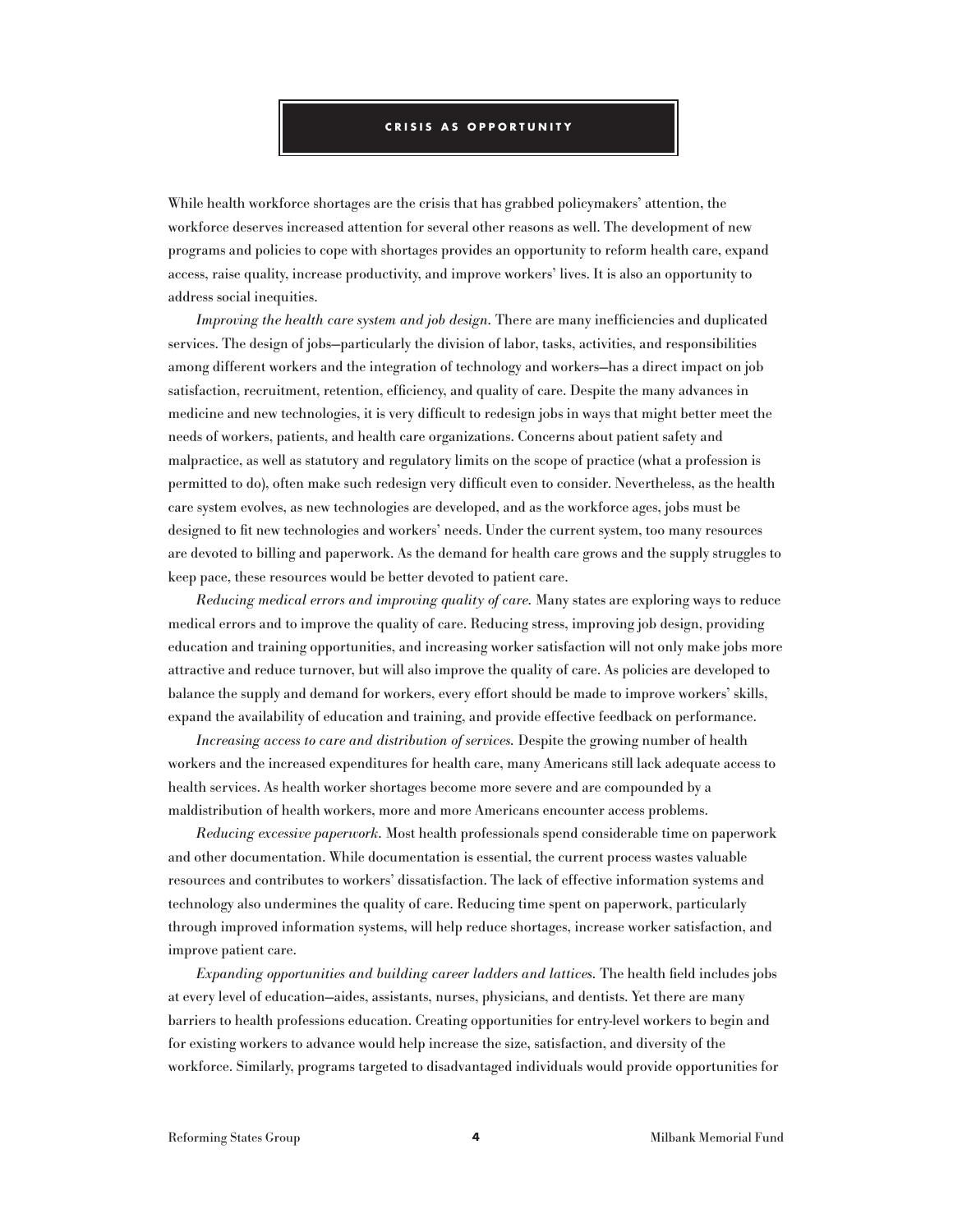## CRISIS AS OPPORTUNITY

While health workforce shortages are the crisis that has grabbed policymakers' attention, the workforce deserves increased attention for several other reasons as well. The development of new programs and policies to cope with shortages provides an opportunity to reform health care, expand access, raise quality, increase productivity, and improve workers' lives. It is also an opportunity to address social inequities.

*Improving the health care system and job design.* There are many inefficiencies and duplicated services. The design of jobs—particularly the division of labor, tasks, activities, and responsibilities among different workers and the integration of technology and workers—has a direct impact on job satisfaction, recruitment, retention, efficiency, and quality of care. Despite the many advances in medicine and new technologies, it is very difficult to redesign jobs in ways that might better meet the needs of workers, patients, and health care organizations. Concerns about patient safety and malpractice, as well as statutory and regulatory limits on the scope of practice (what a profession is permitted to do), often make such redesign very difficult even to consider. Nevertheless, as the health care system evolves, as new technologies are developed, and as the workforce ages, jobs must be designed to fit new technologies and workers' needs. Under the current system, too many resources are devoted to billing and paperwork. As the demand for health care grows and the supply struggles to keep pace, these resources would be better devoted to patient care.

*Reducing medical errors and improving quality of care.* Many states are exploring ways to reduce medical errors and to improve the quality of care. Reducing stress, improving job design, providing education and training opportunities, and increasing worker satisfaction will not only make jobs more attractive and reduce turnover, but will also improve the quality of care. As policies are developed to balance the supply and demand for workers, every effort should be made to improve workers' skills, expand the availability of education and training, and provide effective feedback on performance.

*Increasing access to care and distribution of services.* Despite the growing number of health workers and the increased expenditures for health care, many Americans still lack adequate access to health services. As health worker shortages become more severe and are compounded by a maldistribution of health workers, more and more Americans encounter access problems.

*Reducing excessive paperwork.* Most health professionals spend considerable time on paperwork and other documentation. While documentation is essential, the current process wastes valuable resources and contributes to workers' dissatisfaction. The lack of effective information systems and technology also undermines the quality of care. Reducing time spent on paperwork, particularly through improved information systems, will help reduce shortages, increase worker satisfaction, and improve patient care.

*Expanding opportunities and building career ladders and lattices.* The health field includes jobs at every level of education—aides, assistants, nurses, physicians, and dentists. Yet there are many barriers to health professions education. Creating opportunities for entry-level workers to begin and for existing workers to advance would help increase the size, satisfaction, and diversity of the workforce. Similarly, programs targeted to disadvantaged individuals would provide opportunities for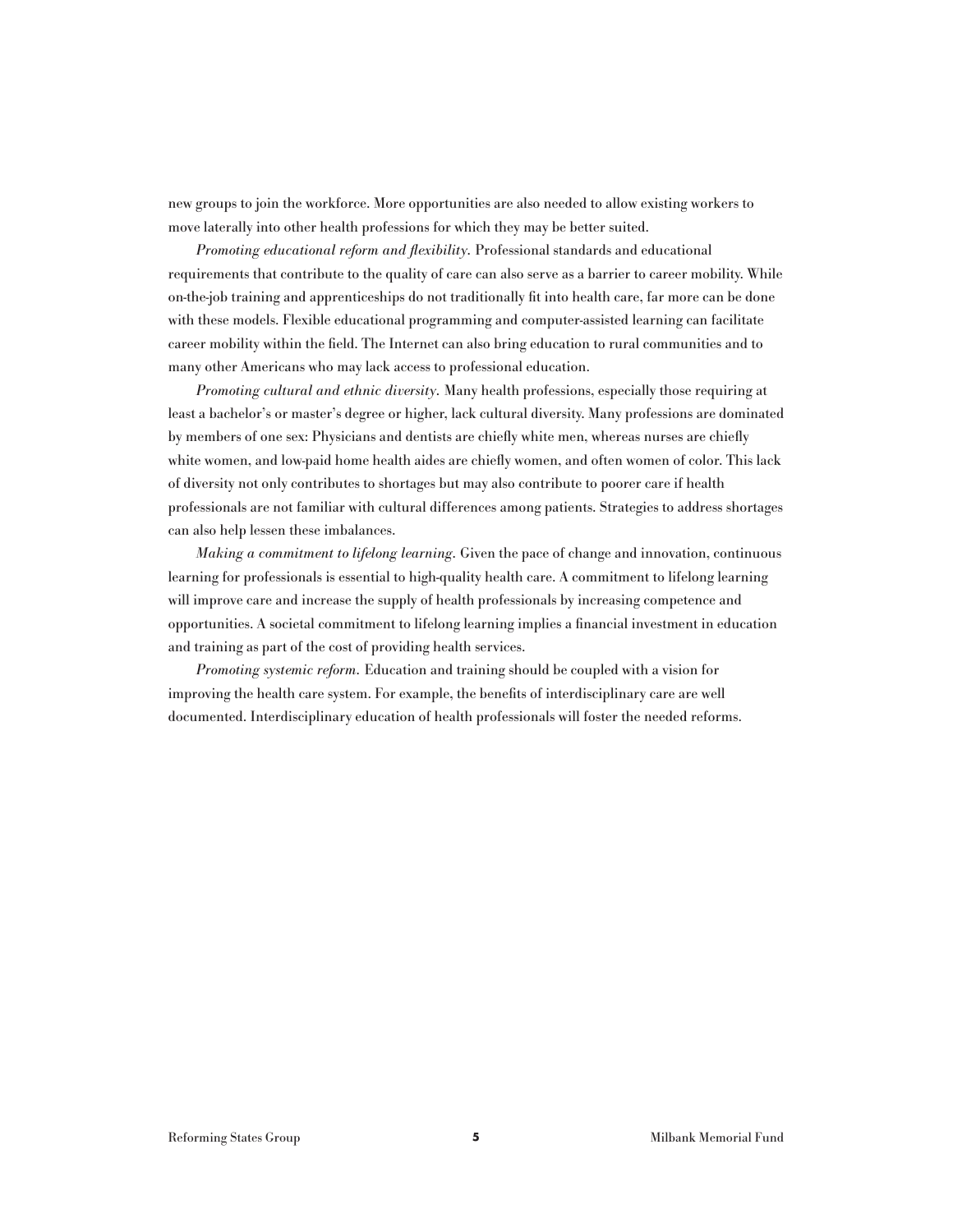new groups to join the workforce. More opportunities are also needed to allow existing workers to move laterally into other health professions for which they may be better suited.

*Promoting educational reform and flexibility.* Professional standards and educational requirements that contribute to the quality of care can also serve as a barrier to career mobility. While on-the-job training and apprenticeships do not traditionally fit into health care, far more can be done with these models. Flexible educational programming and computer-assisted learning can facilitate career mobility within the field. The Internet can also bring education to rural communities and to many other Americans who may lack access to professional education.

*Promoting cultural and ethnic diversity.* Many health professions, especially those requiring at least a bachelor's or master's degree or higher, lack cultural diversity. Many professions are dominated by members of one sex: Physicians and dentists are chiefly white men, whereas nurses are chiefly white women, and low-paid home health aides are chiefly women, and often women of color. This lack of diversity not only contributes to shortages but may also contribute to poorer care if health professionals are not familiar with cultural differences among patients. Strategies to address shortages can also help lessen these imbalances.

*Making a commitment to lifelong learning.* Given the pace of change and innovation, continuous learning for professionals is essential to high-quality health care. A commitment to lifelong learning will improve care and increase the supply of health professionals by increasing competence and opportunities. A societal commitment to lifelong learning implies a financial investment in education and training as part of the cost of providing health services.

*Promoting systemic reform.* Education and training should be coupled with a vision for improving the health care system. For example, the benefits of interdisciplinary care are well documented. Interdisciplinary education of health professionals will foster the needed reforms.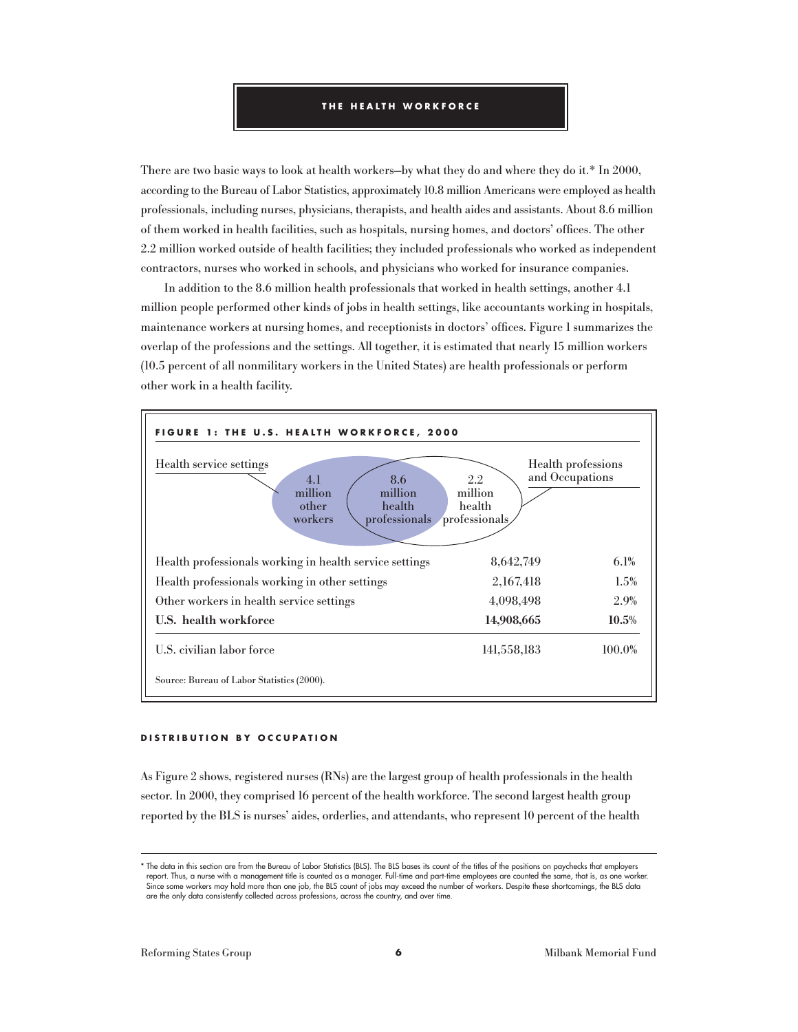## THE HEALTH WORKFORCE

There are two basic ways to look at health workers—by what they do and where they do it.* In 2000, according to the Bureau of Labor Statistics, approximately 10.8 million Americans were employed as health professionals, including nurses, physicians, therapists, and health aides and assistants. About 8.6 million of them worked in health facilities, such as hospitals, nursing homes, and doctors' offices. The other 2.2 million worked outside of health facilities; they included professionals who worked as independent contractors, nurses who worked in schools, and physicians who worked for insurance companies.

In addition to the 8.6 million health professionals that worked in health settings, another 4.1 million people performed other kinds of jobs in health settings, like accountants working in hospitals, maintenance workers at nursing homes, and receptionists in doctors' offices. Figure 1 summarizes the overlap of the professions and the settings. All together, it is estimated that nearly 15 million workers (10.5 percent of all nonmilitary workers in the United States) are health professionals or perform other work in a health facility.

**FIGURE 1: THE U.S. HEALTH WORKFORCE, 2000**

Health service settings: 4.1 million other workers; 8.6 million health professionals

Health professions and Occupations: 8.6 million health professionals; 2.2 million health professionals

| | | |
|---|---|---|
| Health professionals working in health service settings | 8,642,749 | 6.1% |
| Health professionals working in other settings | 2,167,418 | 1.5% |
| Other workers in health service settings | 4,098,498 | 2.9% |
| **U.S. health workforce** | **14,908,665** | **10.5%** |
| U.S. civilian labor force | 141,558,183 | 100.0% |

Source: Bureau of Labor Statistics (2000).

### DISTRIBUTION BY OCCUPATION

As Figure 2 shows, registered nurses (RNs) are the largest group of health professionals in the health sector. In 2000, they comprised 16 percent of the health workforce. The second largest health group reported by the BLS is nurses' aides, orderlies, and attendants, who represent 10 percent of the health

* The data in this section are from the Bureau of Labor Statistics (BLS). The BLS bases its count of the titles of the positions on paychecks that employers report. Thus, a nurse with a management title is counted as a manager. Full-time and part-time employees are counted the same, that is, as one worker. Since some workers may hold more than one job, the BLS count of jobs may exceed the number of workers. Despite these shortcomings, the BLS data are the only data consistently collected across professions, across the country, and over time.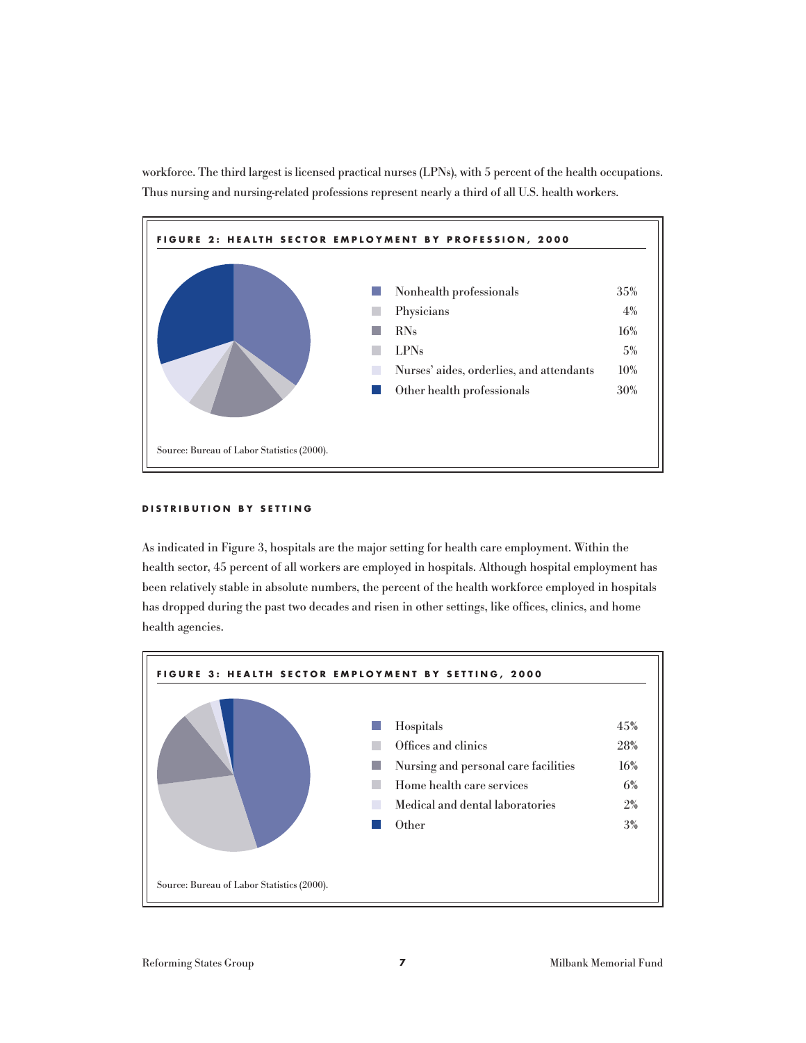workforce. The third largest is licensed practical nurses (LPNs), with 5 percent of the health occupations. Thus nursing and nursing-related professions represent nearly a third of all U.S. health workers.

**FIGURE 2: HEALTH SECTOR EMPLOYMENT BY PROFESSION, 2000**

| Profession | Percent |
|---|---|
| Nonhealth professionals | 35% |
| Physicians | 4% |
| RNs | 16% |
| LPNs | 5% |
| Nurses' aides, orderlies, and attendants | 10% |
| Other health professionals | 30% |

Source: Bureau of Labor Statistics (2000).

### DISTRIBUTION BY SETTING

As indicated in Figure 3, hospitals are the major setting for health care employment. Within the health sector, 45 percent of all workers are employed in hospitals. Although hospital employment has been relatively stable in absolute numbers, the percent of the health workforce employed in hospitals has dropped during the past two decades and risen in other settings, like offices, clinics, and home health agencies.

**FIGURE 3: HEALTH SECTOR EMPLOYMENT BY SETTING, 2000**

| Setting | Percent |
|---|---|
| Hospitals | 45% |
| Offices and clinics | 28% |
| Nursing and personal care facilities | 16% |
| Home health care services | 6% |
| Medical and dental laboratories | 2% |
| Other | 3% |

Source: Bureau of Labor Statistics (2000).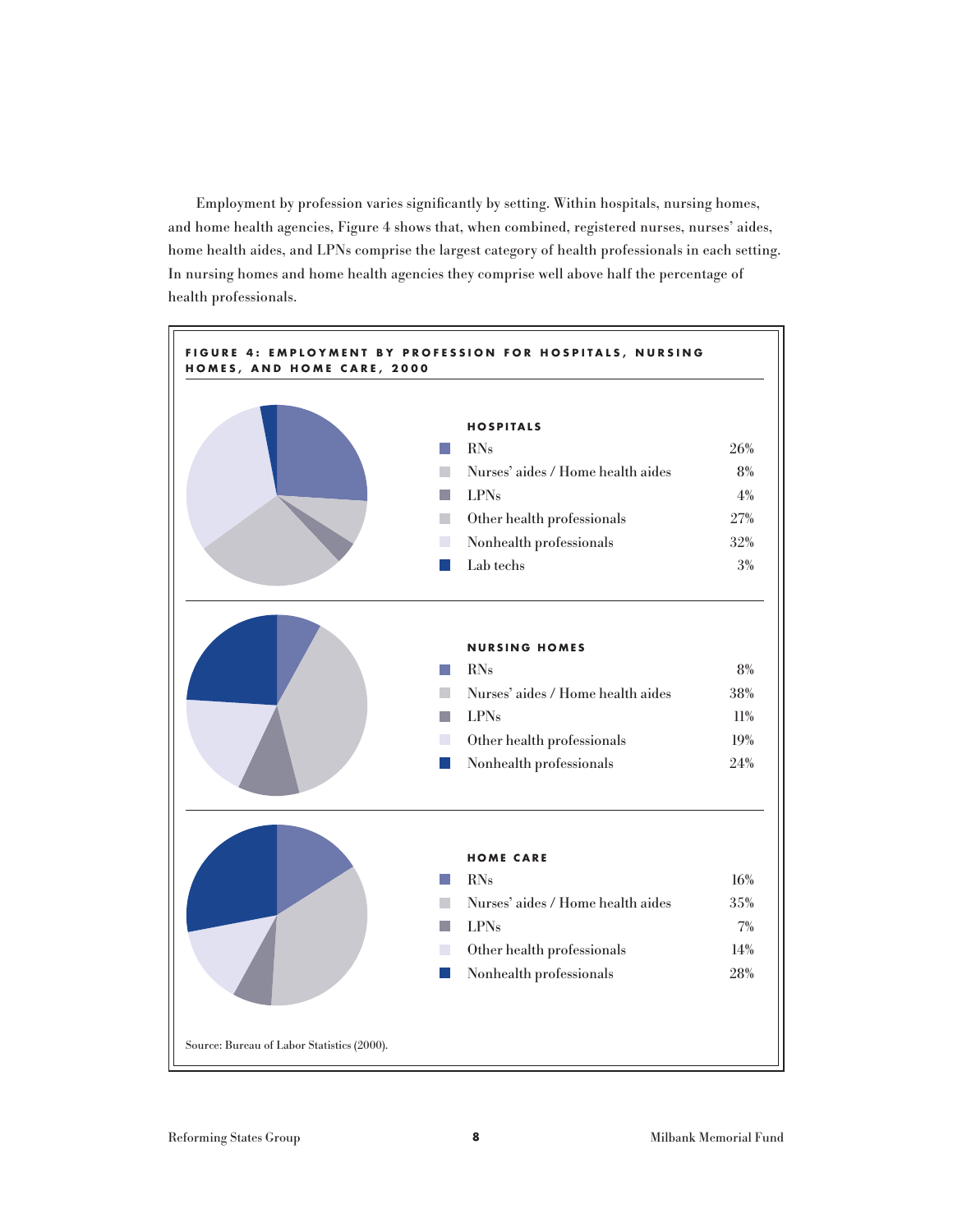Employment by profession varies significantly by setting. Within hospitals, nursing homes, and home health agencies, Figure 4 shows that, when combined, registered nurses, nurses' aides, home health aides, and LPNs comprise the largest category of health professionals in each setting. In nursing homes and home health agencies they comprise well above half the percentage of health professionals.

**FIGURE 4: EMPLOYMENT BY PROFESSION FOR HOSPITALS, NURSING HOMES, AND HOME CARE, 2000**

**HOSPITALS**

| Profession | Percent |
|---|---|
| RNs | 26% |
| Nurses' aides / Home health aides | 8% |
| LPNs | 4% |
| Other health professionals | 27% |
| Nonhealth professionals | 32% |
| Lab techs | 3% |

**NURSING HOMES**

| Profession | Percent |
|---|---|
| RNs | 8% |
| Nurses' aides / Home health aides | 38% |
| LPNs | 11% |
| Other health professionals | 19% |
| Nonhealth professionals | 24% |

**HOME CARE**

| Profession | Percent |
|---|---|
| RNs | 16% |
| Nurses' aides / Home health aides | 35% |
| LPNs | 7% |
| Other health professionals | 14% |
| Nonhealth professionals | 28% |

Source: Bureau of Labor Statistics (2000).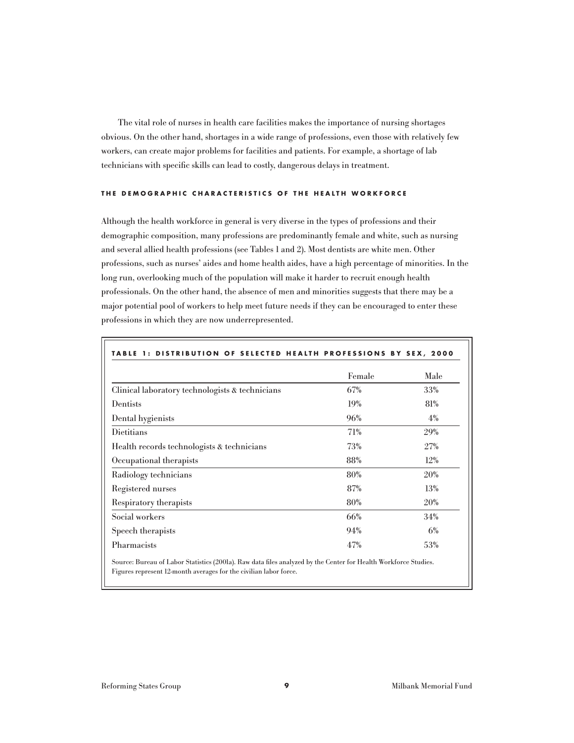The vital role of nurses in health care facilities makes the importance of nursing shortages obvious. On the other hand, shortages in a wide range of professions, even those with relatively few workers, can create major problems for facilities and patients. For example, a shortage of lab technicians with specific skills can lead to costly, dangerous delays in treatment.

### THE DEMOGRAPHIC CHARACTERISTICS OF THE HEALTH WORKFORCE

Although the health workforce in general is very diverse in the types of professions and their demographic composition, many professions are predominantly female and white, such as nursing and several allied health professions (see Tables 1 and 2). Most dentists are white men. Other professions, such as nurses' aides and home health aides, have a high percentage of minorities. In the long run, overlooking much of the population will make it harder to recruit enough health professionals. On the other hand, the absence of men and minorities suggests that there may be a major potential pool of workers to help meet future needs if they can be encouraged to enter these professions in which they are now underrepresented.

**TABLE 1: DISTRIBUTION OF SELECTED HEALTH PROFESSIONS BY SEX, 2000**

| | Female | Male |
|---|---|---|
| Clinical laboratory technologists & technicians | 67% | 33% |
| Dentists | 19% | 81% |
| Dental hygienists | 96% | 4% |
| Dietitians | 71% | 29% |
| Health records technologists & technicians | 73% | 27% |
| Occupational therapists | 88% | 12% |
| Radiology technicians | 80% | 20% |
| Registered nurses | 87% | 13% |
| Respiratory therapists | 80% | 20% |
| Social workers | 66% | 34% |
| Speech therapists | 94% | 6% |
| Pharmacists | 47% | 53% |

Source: Bureau of Labor Statistics (2001a). Raw data files analyzed by the Center for Health Workforce Studies. Figures represent 12-month averages for the civilian labor force.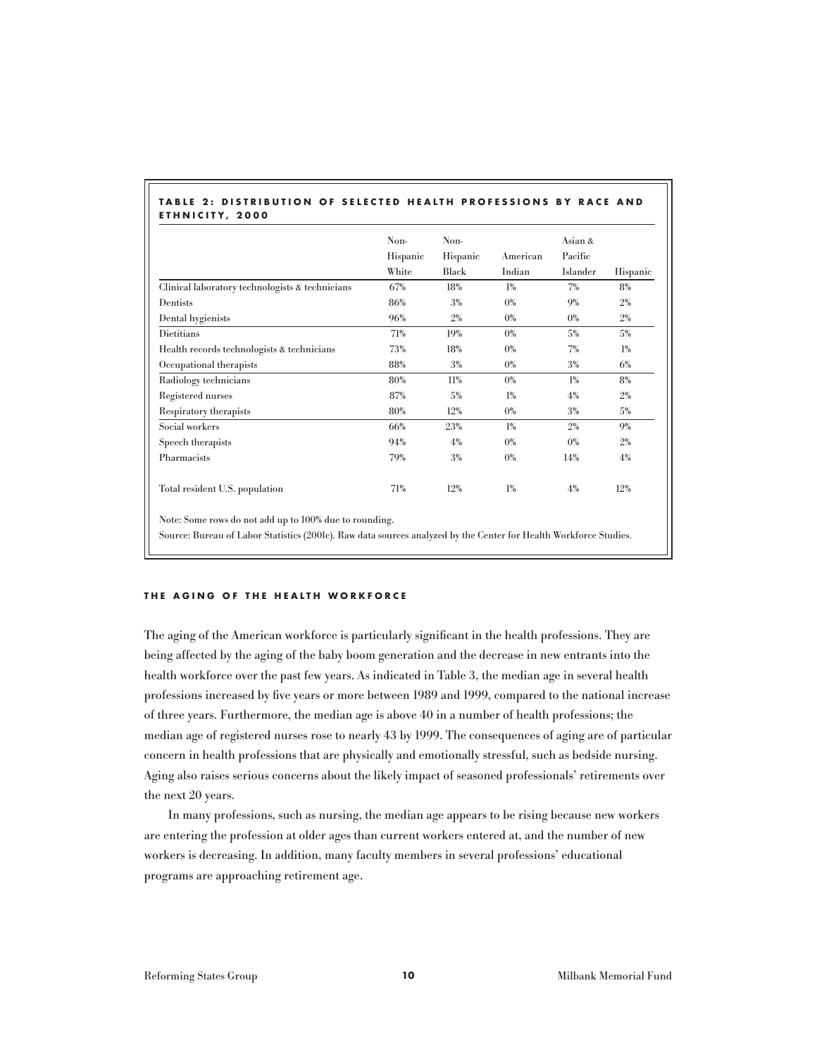### TABLE 2: DISTRIBUTION OF SELECTED HEALTH PROFESSIONS BY RACE AND ETHNICITY, 2000

| | Non-Hispanic White | Non-Hispanic Black | American Indian | Asian & Pacific Islander | Hispanic |
|---|---|---|---|---|---|
| Clinical laboratory technologists & technicians | 67% | 18% | 1% | 7% | 8% |
| Dentists | 86% | 3% | 0% | 9% | 2% |
| Dental hygienists | 96% | 2% | 0% | 0% | 2% |
| Dietitians | 71% | 19% | 0% | 5% | 5% |
| Health records technologists & technicians | 73% | 18% | 0% | 7% | 1% |
| Occupational therapists | 88% | 3% | 0% | 3% | 6% |
| Radiology technicians | 80% | 11% | 0% | 1% | 8% |
| Registered nurses | 87% | 5% | 1% | 4% | 2% |
| Respiratory therapists | 80% | 12% | 0% | 3% | 5% |
| Social workers | 66% | 23% | 1% | 2% | 9% |
| Speech therapists | 94% | 4% | 0% | 0% | 2% |
| Pharmacists | 79% | 3% | 0% | 14% | 4% |
| Total resident U.S. population | 71% | 12% | 1% | 4% | 12% |

Note: Some rows do not add up to 100% due to rounding.

Source: Bureau of Labor Statistics (2001c). Raw data sources analyzed by the Center for Health Workforce Studies.

## THE AGING OF THE HEALTH WORKFORCE

The aging of the American workforce is particularly significant in the health professions. They are being affected by the aging of the baby boom generation and the decrease in new entrants into the health workforce over the past few years. As indicated in Table 3, the median age in several health professions increased by five years or more between 1989 and 1999, compared to the national increase of three years. Furthermore, the median age is above 40 in a number of health professions; the median age of registered nurses rose to nearly 43 by 1999. The consequences of aging are of particular concern in health professions that are physically and emotionally stressful, such as bedside nursing. Aging also raises serious concerns about the likely impact of seasoned professionals' retirements over the next 20 years.

In many professions, such as nursing, the median age appears to be rising because new workers are entering the profession at older ages than current workers entered at, and the number of new workers is decreasing. In addition, many faculty members in several professions' educational programs are approaching retirement age.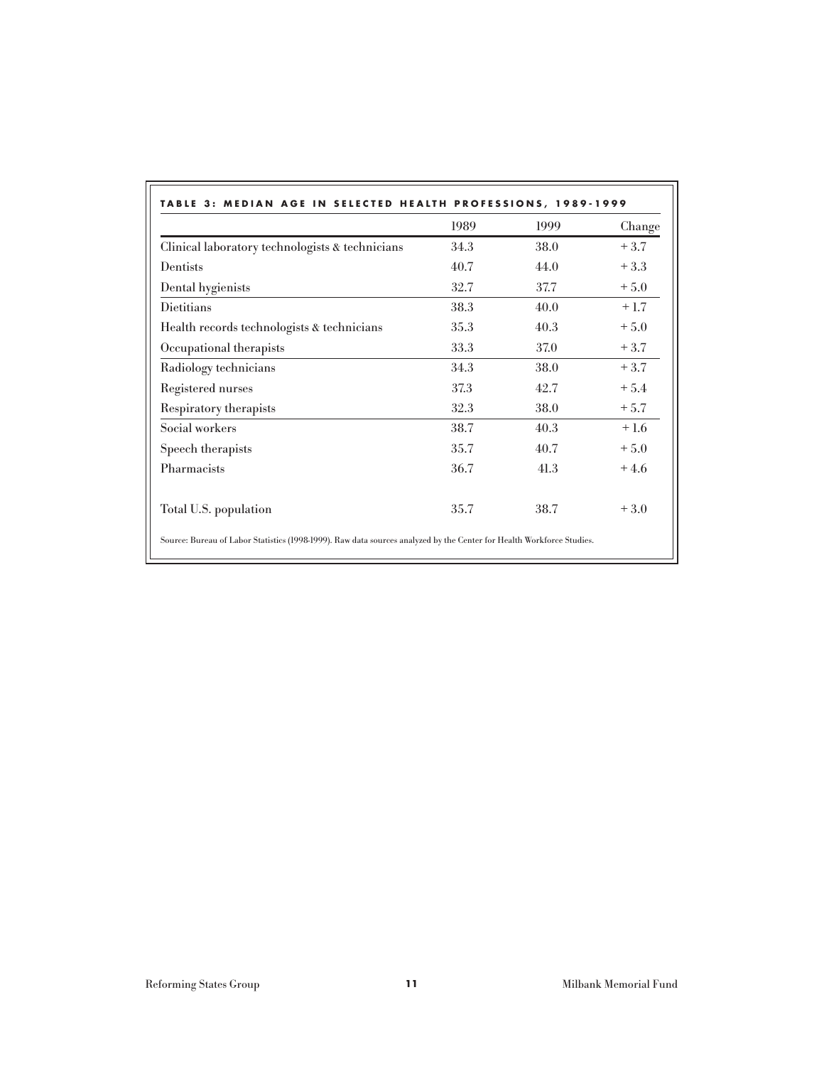**TABLE 3: MEDIAN AGE IN SELECTED HEALTH PROFESSIONS, 1989-1999**

| | 1989 | 1999 | Change |
|---|---|---|---|
| Clinical laboratory technologists & technicians | 34.3 | 38.0 | + 3.7 |
| Dentists | 40.7 | 44.0 | + 3.3 |
| Dental hygienists | 32.7 | 37.7 | + 5.0 |
| Dietitians | 38.3 | 40.0 | + 1.7 |
| Health records technologists & technicians | 35.3 | 40.3 | + 5.0 |
| Occupational therapists | 33.3 | 37.0 | + 3.7 |
| Radiology technicians | 34.3 | 38.0 | + 3.7 |
| Registered nurses | 37.3 | 42.7 | + 5.4 |
| Respiratory therapists | 32.3 | 38.0 | + 5.7 |
| Social workers | 38.7 | 40.3 | + 1.6 |
| Speech therapists | 35.7 | 40.7 | + 5.0 |
| Pharmacists | 36.7 | 41.3 | + 4.6 |
| Total U.S. population | 35.7 | 38.7 | + 3.0 |

Source: Bureau of Labor Statistics (1998-1999). Raw data sources analyzed by the Center for Health Workforce Studies.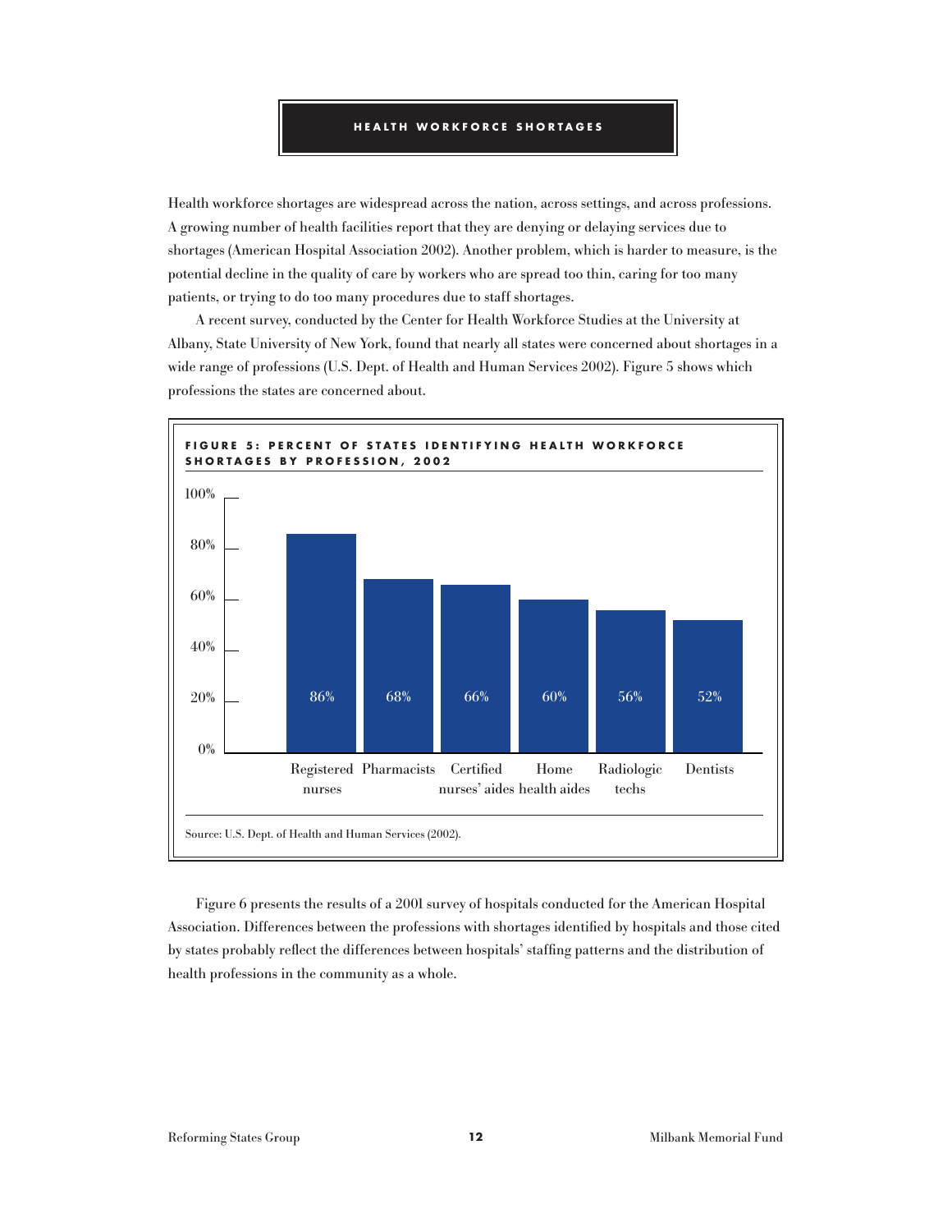## HEALTH WORKFORCE SHORTAGES

Health workforce shortages are widespread across the nation, across settings, and across professions. A growing number of health facilities report that they are denying or delaying services due to shortages (American Hospital Association 2002). Another problem, which is harder to measure, is the potential decline in the quality of care by workers who are spread too thin, caring for too many patients, or trying to do too many procedures due to staff shortages.

A recent survey, conducted by the Center for Health Workforce Studies at the University at Albany, State University of New York, found that nearly all states were concerned about shortages in a wide range of professions (U.S. Dept. of Health and Human Services 2002). Figure 5 shows which professions the states are concerned about.

**FIGURE 5: PERCENT OF STATES IDENTIFYING HEALTH WORKFORCE SHORTAGES BY PROFESSION, 2002**

| Profession | Percent of states |
|---|---|
| Registered nurses | 86% |
| Pharmacists | 68% |
| Certified nurses' aides | 66% |
| Home health aides | 60% |
| Radiologic techs | 56% |
| Dentists | 52% |

Source: U.S. Dept. of Health and Human Services (2002).

Figure 6 presents the results of a 2001 survey of hospitals conducted for the American Hospital Association. Differences between the professions with shortages identified by hospitals and those cited by states probably reflect the differences between hospitals' staffing patterns and the distribution of health professions in the community as a whole.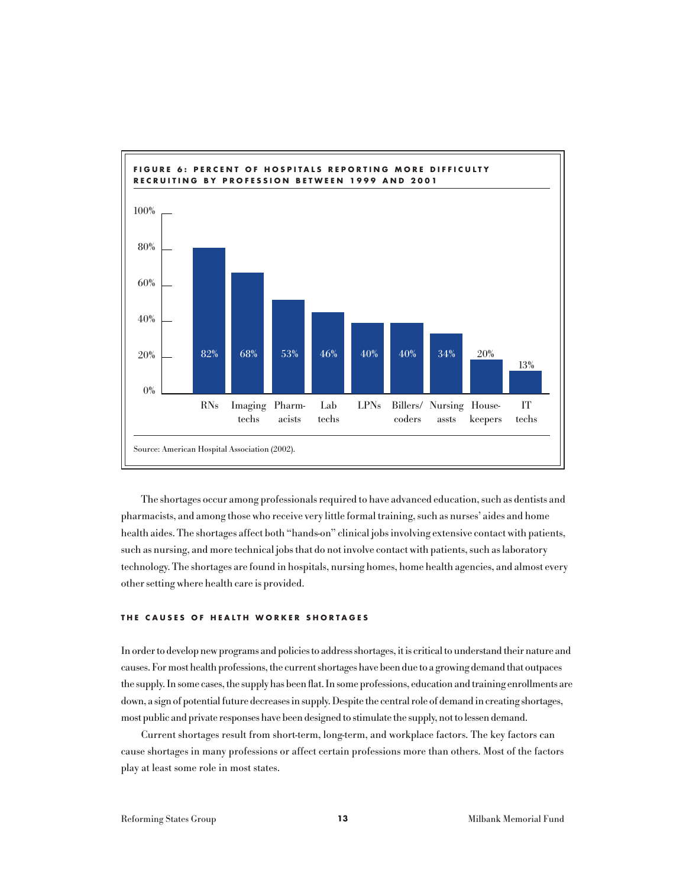**FIGURE 6: PERCENT OF HOSPITALS REPORTING MORE DIFFICULTY RECRUITING BY PROFESSION BETWEEN 1999 AND 2001**

| Profession | Percent |
| --- | --- |
| RNs | 82% |
| Imaging techs | 68% |
| Pharmacists | 53% |
| Lab techs | 46% |
| LPNs | 40% |
| Billers/coders | 40% |
| Nursing assts | 34% |
| Housekeepers | 20% |
| IT techs | 13% |

Source: American Hospital Association (2002).

The shortages occur among professionals required to have advanced education, such as dentists and pharmacists, and among those who receive very little formal training, such as nurses' aides and home health aides. The shortages affect both "hands-on" clinical jobs involving extensive contact with patients, such as nursing, and more technical jobs that do not involve contact with patients, such as laboratory technology. The shortages are found in hospitals, nursing homes, home health agencies, and almost every other setting where health care is provided.

## THE CAUSES OF HEALTH WORKER SHORTAGES

In order to develop new programs and policies to address shortages, it is critical to understand their nature and causes. For most health professions, the current shortages have been due to a growing demand that outpaces the supply. In some cases, the supply has been flat. In some professions, education and training enrollments are down, a sign of potential future decreases in supply. Despite the central role of demand in creating shortages, most public and private responses have been designed to stimulate the supply, not to lessen demand.

Current shortages result from short-term, long-term, and workplace factors. The key factors can cause shortages in many professions or affect certain professions more than others. Most of the factors play at least some role in most states.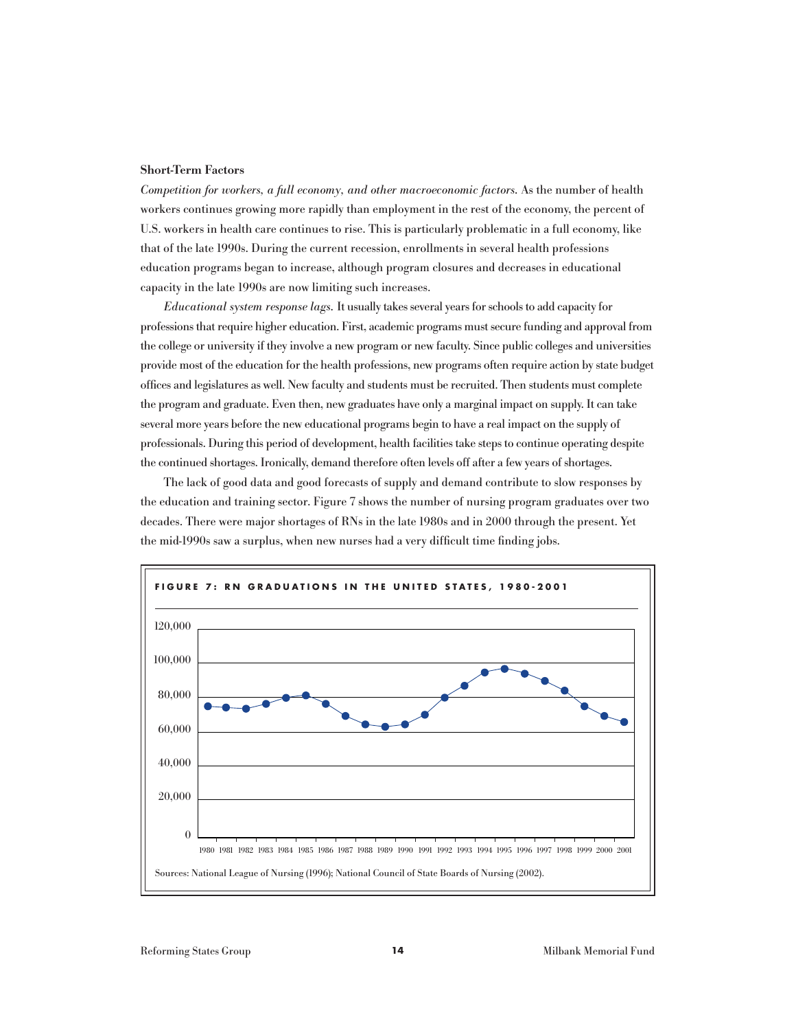### Short-Term Factors

*Competition for workers, a full economy, and other macroeconomic factors.* As the number of health workers continues growing more rapidly than employment in the rest of the economy, the percent of U.S. workers in health care continues to rise. This is particularly problematic in a full economy, like that of the late 1990s. During the current recession, enrollments in several health professions education programs began to increase, although program closures and decreases in educational capacity in the late 1990s are now limiting such increases.

*Educational system response lags.* It usually takes several years for schools to add capacity for professions that require higher education. First, academic programs must secure funding and approval from the college or university if they involve a new program or new faculty. Since public colleges and universities provide most of the education for the health professions, new programs often require action by state budget offices and legislatures as well. New faculty and students must be recruited. Then students must complete the program and graduate. Even then, new graduates have only a marginal impact on supply. It can take several more years before the new educational programs begin to have a real impact on the supply of professionals. During this period of development, health facilities take steps to continue operating despite the continued shortages. Ironically, demand therefore often levels off after a few years of shortages.

The lack of good data and good forecasts of supply and demand contribute to slow responses by the education and training sector. Figure 7 shows the number of nursing program graduates over two decades. There were major shortages of RNs in the late 1980s and in 2000 through the present. Yet the mid-1990s saw a surplus, when new nurses had a very difficult time finding jobs.

**FIGURE 7: RN GRADUATIONS IN THE UNITED STATES, 1980-2001**

Sources: National League of Nursing (1996); National Council of State Boards of Nursing (2002).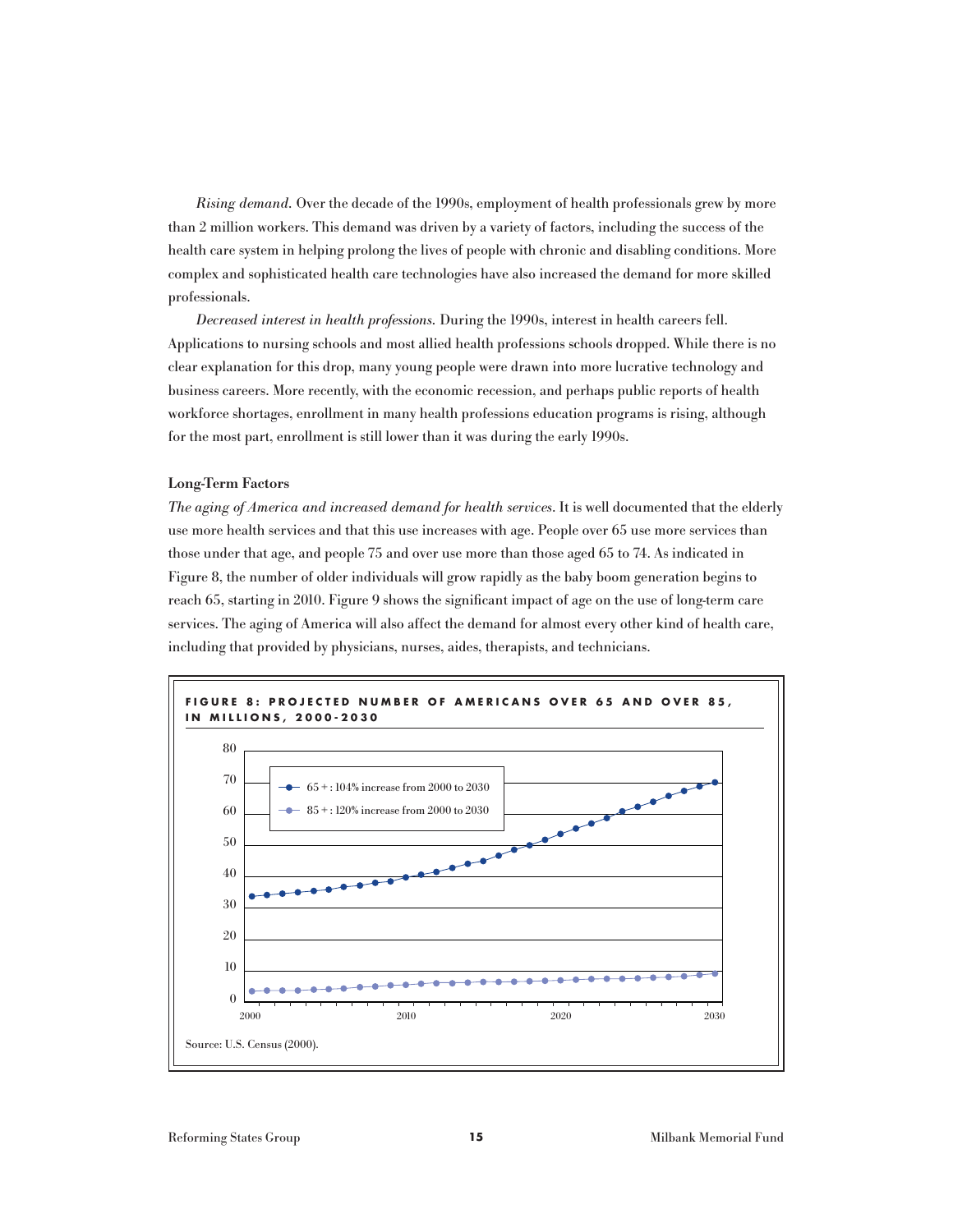*Rising demand.* Over the decade of the 1990s, employment of health professionals grew by more than 2 million workers. This demand was driven by a variety of factors, including the success of the health care system in helping prolong the lives of people with chronic and disabling conditions. More complex and sophisticated health care technologies have also increased the demand for more skilled professionals.

*Decreased interest in health professions.* During the 1990s, interest in health careers fell. Applications to nursing schools and most allied health professions schools dropped. While there is no clear explanation for this drop, many young people were drawn into more lucrative technology and business careers. More recently, with the economic recession, and perhaps public reports of health workforce shortages, enrollment in many health professions education programs is rising, although for the most part, enrollment is still lower than it was during the early 1990s.

**Long-Term Factors**

*The aging of America and increased demand for health services.* It is well documented that the elderly use more health services and that this use increases with age. People over 65 use more services than those under that age, and people 75 and over use more than those aged 65 to 74. As indicated in Figure 8, the number of older individuals will grow rapidly as the baby boom generation begins to reach 65, starting in 2010. Figure 9 shows the significant impact of age on the use of long-term care services. The aging of America will also affect the demand for almost every other kind of health care, including that provided by physicians, nurses, aides, therapists, and technicians.

**FIGURE 8: PROJECTED NUMBER OF AMERICANS OVER 65 AND OVER 85, IN MILLIONS, 2000-2030**

- 65 + : 104% increase from 2000 to 2030
- 85 + : 120% increase from 2000 to 2030

Source: U.S. Census (2000).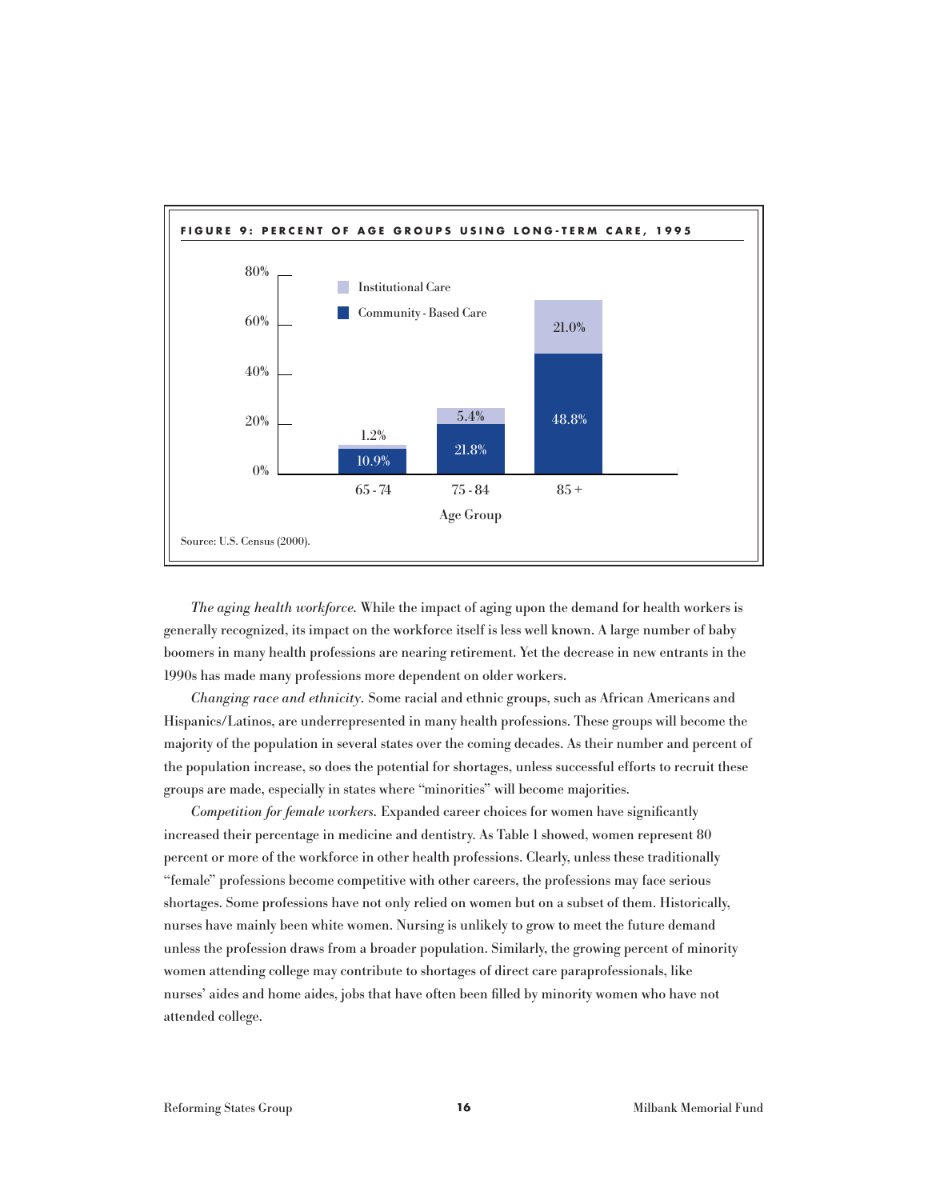**FIGURE 9: PERCENT OF AGE GROUPS USING LONG-TERM CARE, 1995**

| Age Group | Community-Based Care | Institutional Care |
|---|---|---|
| 65 - 74 | 10.9% | 1.2% |
| 75 - 84 | 21.8% | 5.4% |
| 85 + | 48.8% | 21.0% |

Source: U.S. Census (2000).

*The aging health workforce.* While the impact of aging upon the demand for health workers is generally recognized, its impact on the workforce itself is less well known. A large number of baby boomers in many health professions are nearing retirement. Yet the decrease in new entrants in the 1990s has made many professions more dependent on older workers.

*Changing race and ethnicity.* Some racial and ethnic groups, such as African Americans and Hispanics/Latinos, are underrepresented in many health professions. These groups will become the majority of the population in several states over the coming decades. As their number and percent of the population increase, so does the potential for shortages, unless successful efforts to recruit these groups are made, especially in states where "minorities" will become majorities.

*Competition for female workers.* Expanded career choices for women have significantly increased their percentage in medicine and dentistry. As Table 1 showed, women represent 80 percent or more of the workforce in other health professions. Clearly, unless these traditionally "female" professions become competitive with other careers, the professions may face serious shortages. Some professions have not only relied on women but on a subset of them. Historically, nurses have mainly been white women. Nursing is unlikely to grow to meet the future demand unless the profession draws from a broader population. Similarly, the growing percent of minority women attending college may contribute to shortages of direct care paraprofessionals, like nurses' aides and home aides, jobs that have often been filled by minority women who have not attended college.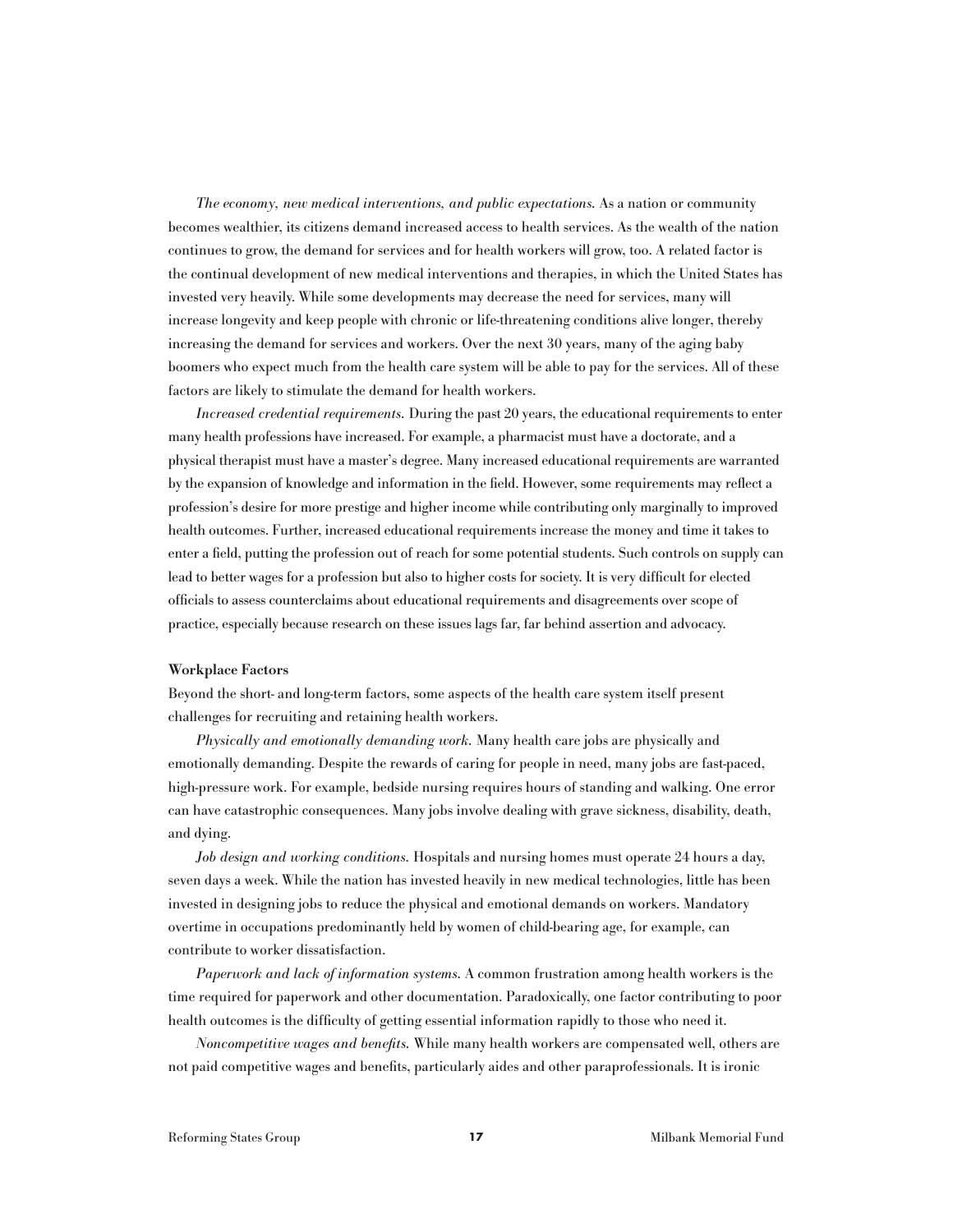*The economy, new medical interventions, and public expectations.* As a nation or community becomes wealthier, its citizens demand increased access to health services. As the wealth of the nation continues to grow, the demand for services and for health workers will grow, too. A related factor is the continual development of new medical interventions and therapies, in which the United States has invested very heavily. While some developments may decrease the need for services, many will increase longevity and keep people with chronic or life-threatening conditions alive longer, thereby increasing the demand for services and workers. Over the next 30 years, many of the aging baby boomers who expect much from the health care system will be able to pay for the services. All of these factors are likely to stimulate the demand for health workers.

*Increased credential requirements.* During the past 20 years, the educational requirements to enter many health professions have increased. For example, a pharmacist must have a doctorate, and a physical therapist must have a master's degree. Many increased educational requirements are warranted by the expansion of knowledge and information in the field. However, some requirements may reflect a profession's desire for more prestige and higher income while contributing only marginally to improved health outcomes. Further, increased educational requirements increase the money and time it takes to enter a field, putting the profession out of reach for some potential students. Such controls on supply can lead to better wages for a profession but also to higher costs for society. It is very difficult for elected officials to assess counterclaims about educational requirements and disagreements over scope of practice, especially because research on these issues lags far, far behind assertion and advocacy.

**Workplace Factors**

Beyond the short- and long-term factors, some aspects of the health care system itself present challenges for recruiting and retaining health workers.

*Physically and emotionally demanding work.* Many health care jobs are physically and emotionally demanding. Despite the rewards of caring for people in need, many jobs are fast-paced, high-pressure work. For example, bedside nursing requires hours of standing and walking. One error can have catastrophic consequences. Many jobs involve dealing with grave sickness, disability, death, and dying.

*Job design and working conditions.* Hospitals and nursing homes must operate 24 hours a day, seven days a week. While the nation has invested heavily in new medical technologies, little has been invested in designing jobs to reduce the physical and emotional demands on workers. Mandatory overtime in occupations predominantly held by women of child-bearing age, for example, can contribute to worker dissatisfaction.

*Paperwork and lack of information systems.* A common frustration among health workers is the time required for paperwork and other documentation. Paradoxically, one factor contributing to poor health outcomes is the difficulty of getting essential information rapidly to those who need it.

*Noncompetitive wages and benefits.* While many health workers are compensated well, others are not paid competitive wages and benefits, particularly aides and other paraprofessionals. It is ironic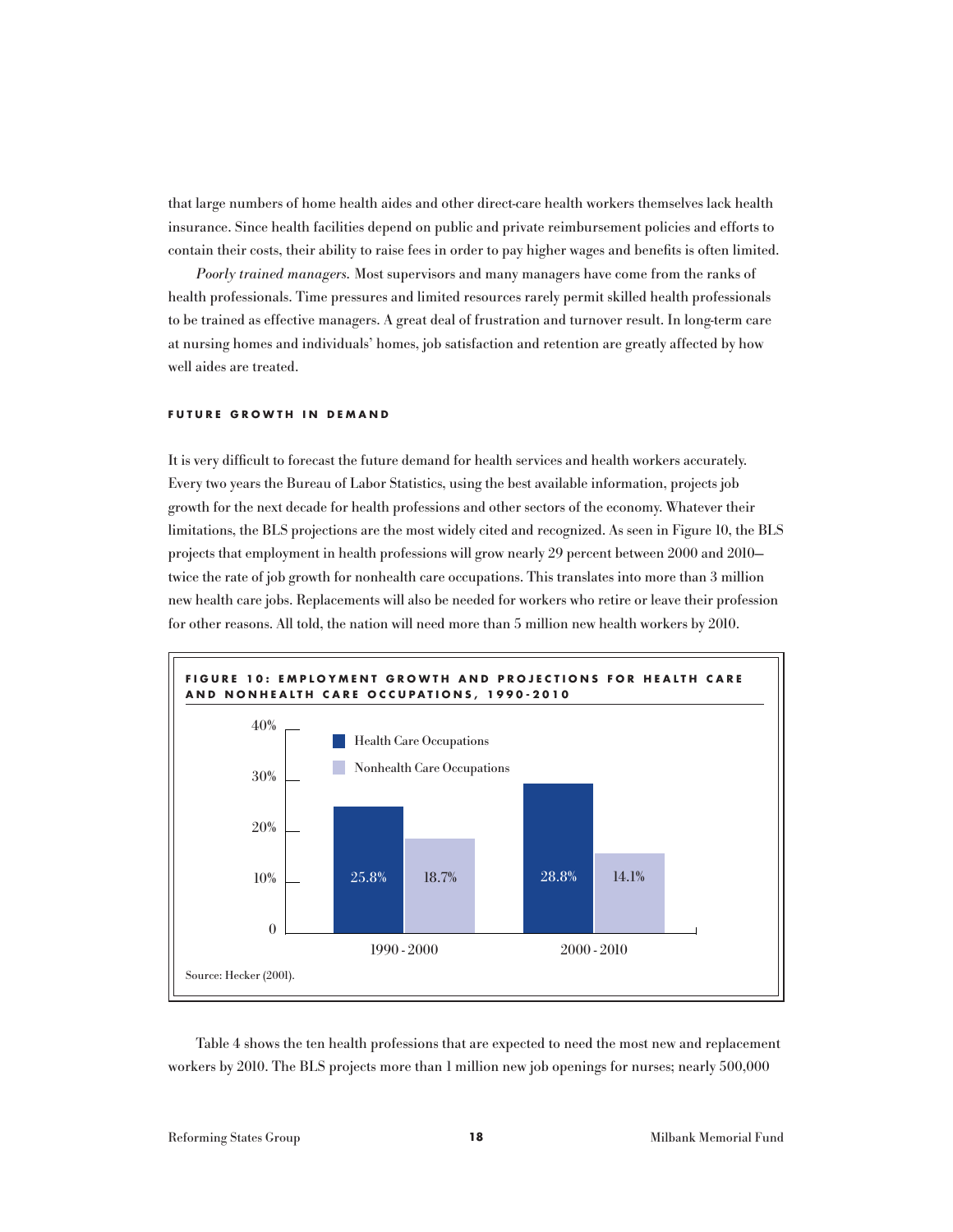that large numbers of home health aides and other direct-care health workers themselves lack health insurance. Since health facilities depend on public and private reimbursement policies and efforts to contain their costs, their ability to raise fees in order to pay higher wages and benefits is often limited.

*Poorly trained managers.* Most supervisors and many managers have come from the ranks of health professionals. Time pressures and limited resources rarely permit skilled health professionals to be trained as effective managers. A great deal of frustration and turnover result. In long-term care at nursing homes and individuals' homes, job satisfaction and retention are greatly affected by how well aides are treated.

#### FUTURE GROWTH IN DEMAND

It is very difficult to forecast the future demand for health services and health workers accurately. Every two years the Bureau of Labor Statistics, using the best available information, projects job growth for the next decade for health professions and other sectors of the economy. Whatever their limitations, the BLS projections are the most widely cited and recognized. As seen in Figure 10, the BLS projects that employment in health professions will grow nearly 29 percent between 2000 and 2010—twice the rate of job growth for nonhealth care occupations. This translates into more than 3 million new health care jobs. Replacements will also be needed for workers who retire or leave their profession for other reasons. All told, the nation will need more than 5 million new health workers by 2010.

**FIGURE 10: EMPLOYMENT GROWTH AND PROJECTIONS FOR HEALTH CARE AND NONHEALTH CARE OCCUPATIONS, 1990-2010**

| | 1990 - 2000 | 2000 - 2010 |
|---|---|---|
| Health Care Occupations | 25.8% | 28.8% |
| Nonhealth Care Occupations | 18.7% | 14.1% |

Source: Hecker (2001).

Table 4 shows the ten health professions that are expected to need the most new and replacement workers by 2010. The BLS projects more than 1 million new job openings for nurses; nearly 500,000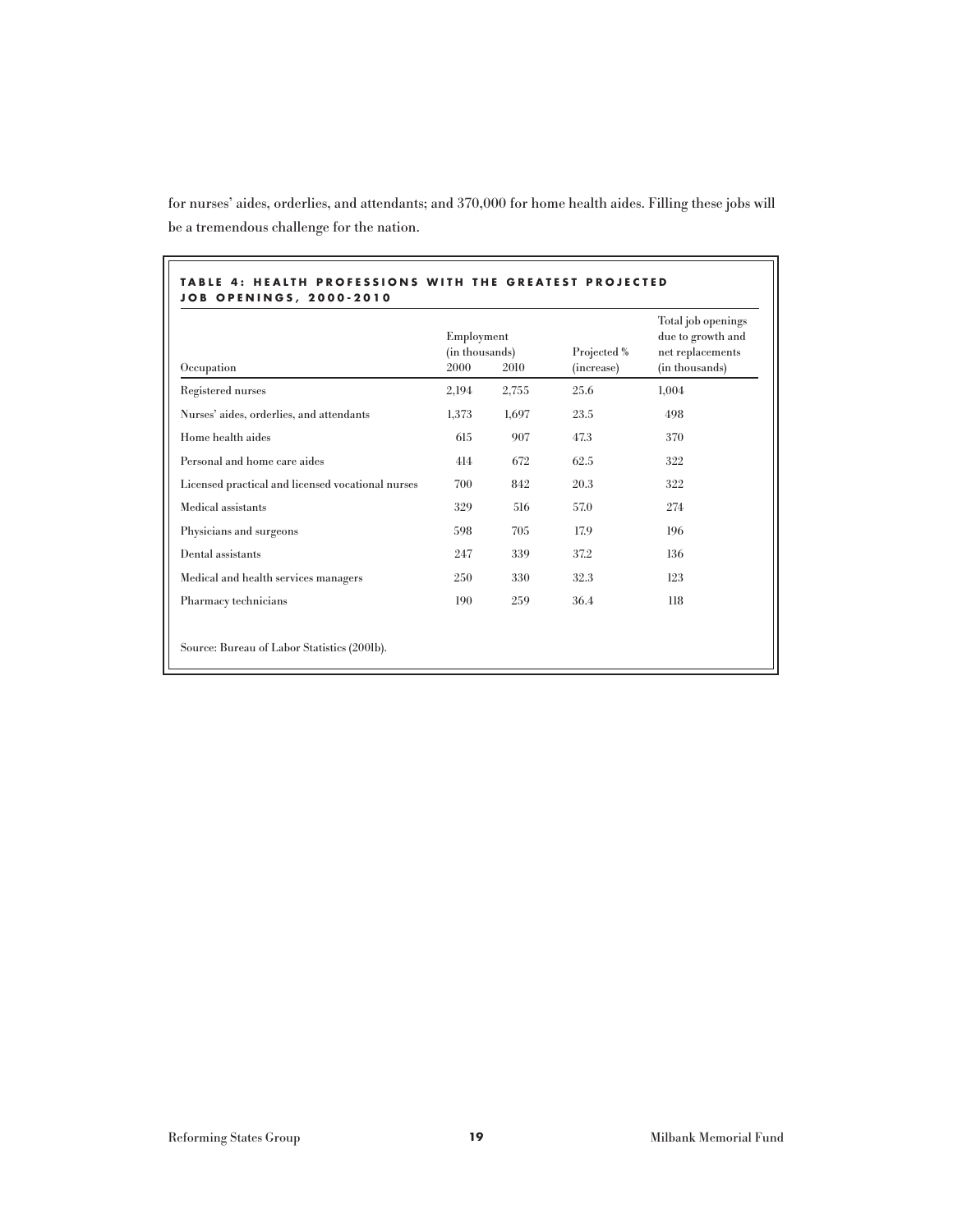for nurses' aides, orderlies, and attendants; and 370,000 for home health aides. Filling these jobs will be a tremendous challenge for the nation.

**TABLE 4: HEALTH PROFESSIONS WITH THE GREATEST PROJECTED JOB OPENINGS, 2000-2010**

| Occupation | Employment (in thousands) 2000 | 2010 | Projected % (increase) | Total job openings due to growth and net replacements (in thousands) |
|---|---|---|---|---|
| Registered nurses | 2,194 | 2,755 | 25.6 | 1,004 |
| Nurses' aides, orderlies, and attendants | 1,373 | 1,697 | 23.5 | 498 |
| Home health aides | 615 | 907 | 47.3 | 370 |
| Personal and home care aides | 414 | 672 | 62.5 | 322 |
| Licensed practical and licensed vocational nurses | 700 | 842 | 20.3 | 322 |
| Medical assistants | 329 | 516 | 57.0 | 274 |
| Physicians and surgeons | 598 | 705 | 17.9 | 196 |
| Dental assistants | 247 | 339 | 37.2 | 136 |
| Medical and health services managers | 250 | 330 | 32.3 | 123 |
| Pharmacy technicians | 190 | 259 | 36.4 | 118 |

Source: Bureau of Labor Statistics (2001b).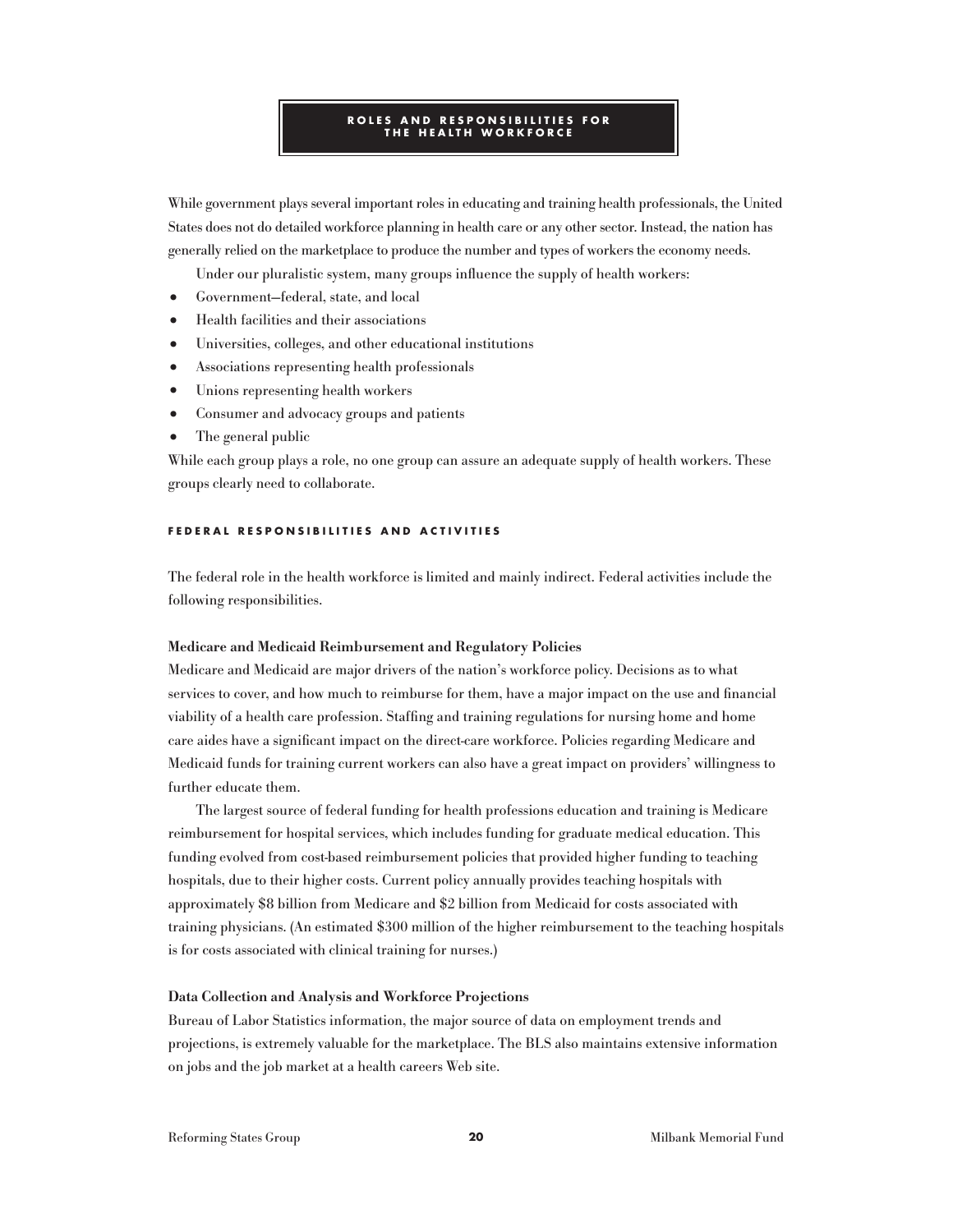## ROLES AND RESPONSIBILITIES FOR THE HEALTH WORKFORCE

While government plays several important roles in educating and training health professionals, the United States does not do detailed workforce planning in health care or any other sector. Instead, the nation has generally relied on the marketplace to produce the number and types of workers the economy needs.

Under our pluralistic system, many groups influence the supply of health workers:

- Government—federal, state, and local
- Health facilities and their associations
- Universities, colleges, and other educational institutions
- Associations representing health professionals
- Unions representing health workers
- Consumer and advocacy groups and patients
- The general public

While each group plays a role, no one group can assure an adequate supply of health workers. These groups clearly need to collaborate.

### FEDERAL RESPONSIBILITIES AND ACTIVITIES

The federal role in the health workforce is limited and mainly indirect. Federal activities include the following responsibilities.

**Medicare and Medicaid Reimbursement and Regulatory Policies**

Medicare and Medicaid are major drivers of the nation's workforce policy. Decisions as to what services to cover, and how much to reimburse for them, have a major impact on the use and financial viability of a health care profession. Staffing and training regulations for nursing home and home care aides have a significant impact on the direct-care workforce. Policies regarding Medicare and Medicaid funds for training current workers can also have a great impact on providers' willingness to further educate them.

The largest source of federal funding for health professions education and training is Medicare reimbursement for hospital services, which includes funding for graduate medical education. This funding evolved from cost-based reimbursement policies that provided higher funding to teaching hospitals, due to their higher costs. Current policy annually provides teaching hospitals with approximately $8 billion from Medicare and $2 billion from Medicaid for costs associated with training physicians. (An estimated $300 million of the higher reimbursement to the teaching hospitals is for costs associated with clinical training for nurses.)

**Data Collection and Analysis and Workforce Projections**

Bureau of Labor Statistics information, the major source of data on employment trends and projections, is extremely valuable for the marketplace. The BLS also maintains extensive information on jobs and the job market at a health careers Web site.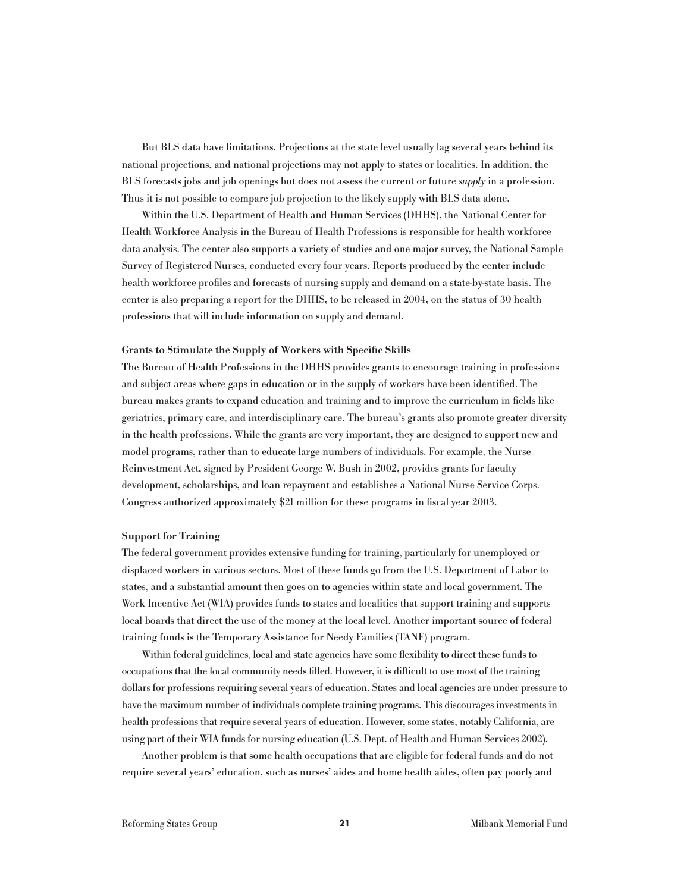But BLS data have limitations. Projections at the state level usually lag several years behind its national projections, and national projections may not apply to states or localities. In addition, the BLS forecasts jobs and job openings but does not assess the current or future *supply* in a profession. Thus it is not possible to compare job projection to the likely supply with BLS data alone.

Within the U.S. Department of Health and Human Services (DHHS), the National Center for Health Workforce Analysis in the Bureau of Health Professions is responsible for health workforce data analysis. The center also supports a variety of studies and one major survey, the National Sample Survey of Registered Nurses, conducted every four years. Reports produced by the center include health workforce profiles and forecasts of nursing supply and demand on a state-by-state basis. The center is also preparing a report for the DHHS, to be released in 2004, on the status of 30 health professions that will include information on supply and demand.

**Grants to Stimulate the Supply of Workers with Specific Skills**

The Bureau of Health Professions in the DHHS provides grants to encourage training in professions and subject areas where gaps in education or in the supply of workers have been identified. The bureau makes grants to expand education and training and to improve the curriculum in fields like geriatrics, primary care, and interdisciplinary care. The bureau's grants also promote greater diversity in the health professions. While the grants are very important, they are designed to support new and model programs, rather than to educate large numbers of individuals. For example, the Nurse Reinvestment Act, signed by President George W. Bush in 2002, provides grants for faculty development, scholarships, and loan repayment and establishes a National Nurse Service Corps. Congress authorized approximately $21 million for these programs in fiscal year 2003.

**Support for Training**

The federal government provides extensive funding for training, particularly for unemployed or displaced workers in various sectors. Most of these funds go from the U.S. Department of Labor to states, and a substantial amount then goes on to agencies within state and local government. The Work Incentive Act (WIA) provides funds to states and localities that support training and supports local boards that direct the use of the money at the local level. Another important source of federal training funds is the Temporary Assistance for Needy Families (TANF) program.

Within federal guidelines, local and state agencies have some flexibility to direct these funds to occupations that the local community needs filled. However, it is difficult to use most of the training dollars for professions requiring several years of education. States and local agencies are under pressure to have the maximum number of individuals complete training programs. This discourages investments in health professions that require several years of education. However, some states, notably California, are using part of their WIA funds for nursing education (U.S. Dept. of Health and Human Services 2002).

Another problem is that some health occupations that are eligible for federal funds and do not require several years' education, such as nurses' aides and home health aides, often pay poorly and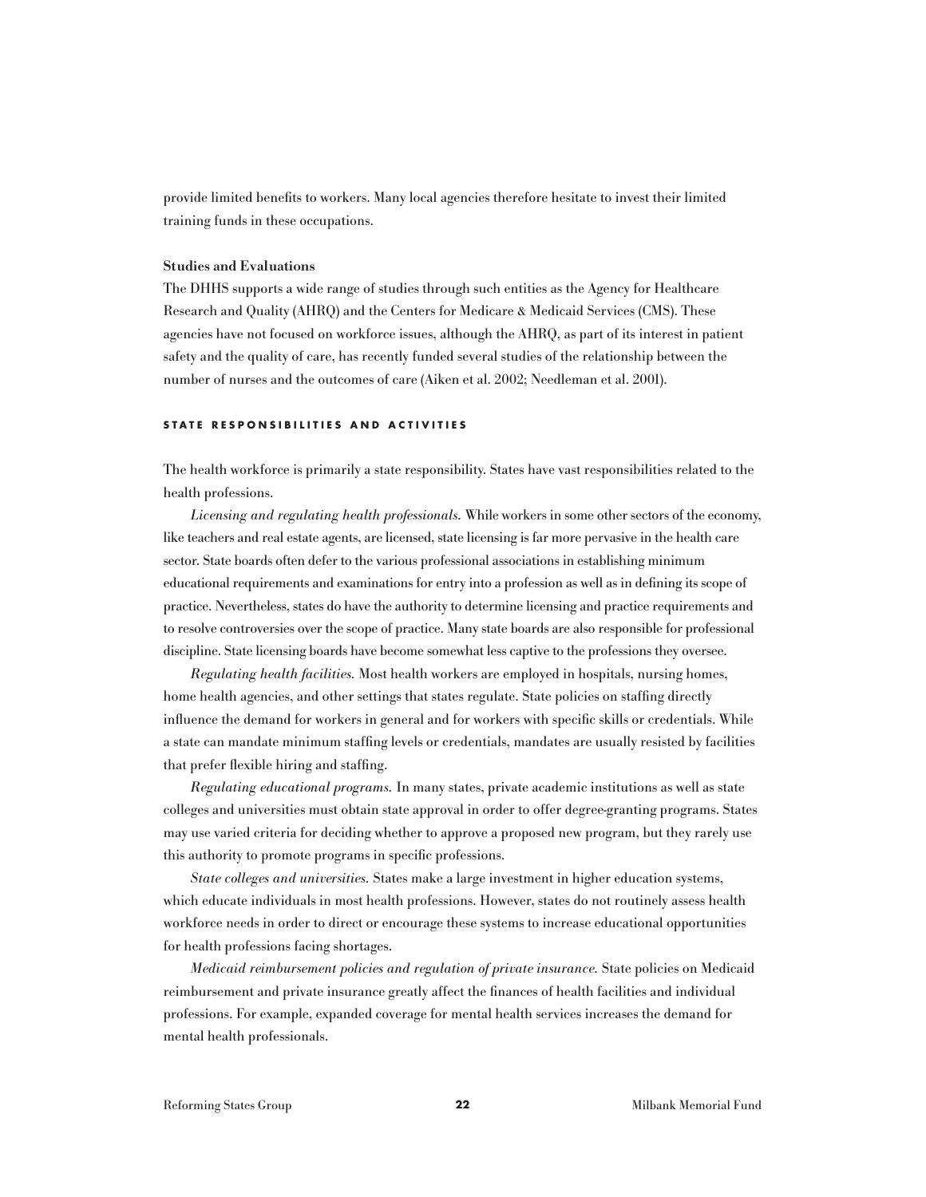provide limited benefits to workers. Many local agencies therefore hesitate to invest their limited training funds in these occupations.

**Studies and Evaluations**

The DHHS supports a wide range of studies through such entities as the Agency for Healthcare Research and Quality (AHRQ) and the Centers for Medicare & Medicaid Services (CMS). These agencies have not focused on workforce issues, although the AHRQ, as part of its interest in patient safety and the quality of care, has recently funded several studies of the relationship between the number of nurses and the outcomes of care (Aiken et al. 2002; Needleman et al. 2001).

## STATE RESPONSIBILITIES AND ACTIVITIES

The health workforce is primarily a state responsibility. States have vast responsibilities related to the health professions.

*Licensing and regulating health professionals.* While workers in some other sectors of the economy, like teachers and real estate agents, are licensed, state licensing is far more pervasive in the health care sector. State boards often defer to the various professional associations in establishing minimum educational requirements and examinations for entry into a profession as well as in defining its scope of practice. Nevertheless, states do have the authority to determine licensing and practice requirements and to resolve controversies over the scope of practice. Many state boards are also responsible for professional discipline. State licensing boards have become somewhat less captive to the professions they oversee.

*Regulating health facilities.* Most health workers are employed in hospitals, nursing homes, home health agencies, and other settings that states regulate. State policies on staffing directly influence the demand for workers in general and for workers with specific skills or credentials. While a state can mandate minimum staffing levels or credentials, mandates are usually resisted by facilities that prefer flexible hiring and staffing.

*Regulating educational programs.* In many states, private academic institutions as well as state colleges and universities must obtain state approval in order to offer degree-granting programs. States may use varied criteria for deciding whether to approve a proposed new program, but they rarely use this authority to promote programs in specific professions.

*State colleges and universities.* States make a large investment in higher education systems, which educate individuals in most health professions. However, states do not routinely assess health workforce needs in order to direct or encourage these systems to increase educational opportunities for health professions facing shortages.

*Medicaid reimbursement policies and regulation of private insurance.* State policies on Medicaid reimbursement and private insurance greatly affect the finances of health facilities and individual professions. For example, expanded coverage for mental health services increases the demand for mental health professionals.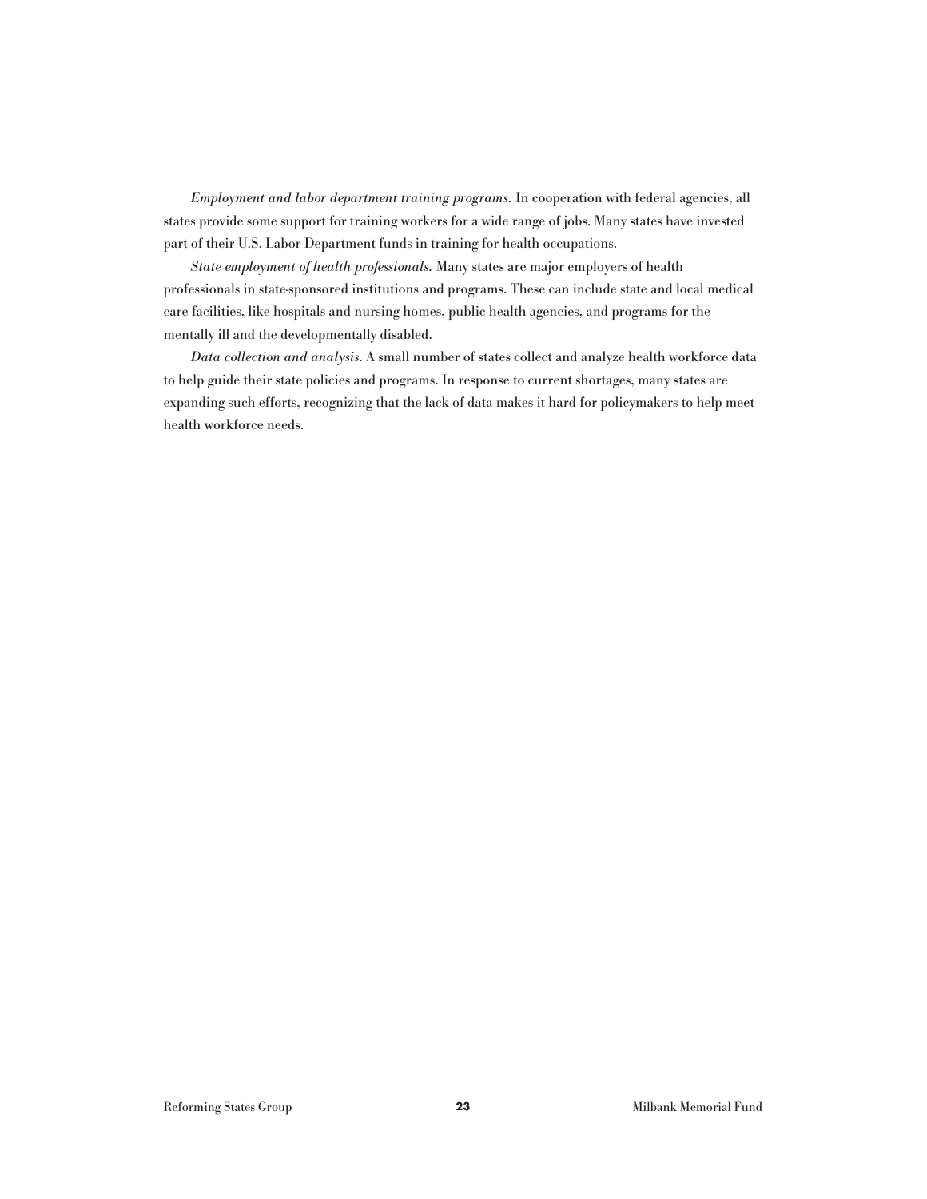*Employment and labor department training programs.* In cooperation with federal agencies, all states provide some support for training workers for a wide range of jobs. Many states have invested part of their U.S. Labor Department funds in training for health occupations.

*State employment of health professionals.* Many states are major employers of health professionals in state-sponsored institutions and programs. These can include state and local medical care facilities, like hospitals and nursing homes, public health agencies, and programs for the mentally ill and the developmentally disabled.

*Data collection and analysis.* A small number of states collect and analyze health workforce data to help guide their state policies and programs. In response to current shortages, many states are expanding such efforts, recognizing that the lack of data makes it hard for policymakers to help meet health workforce needs.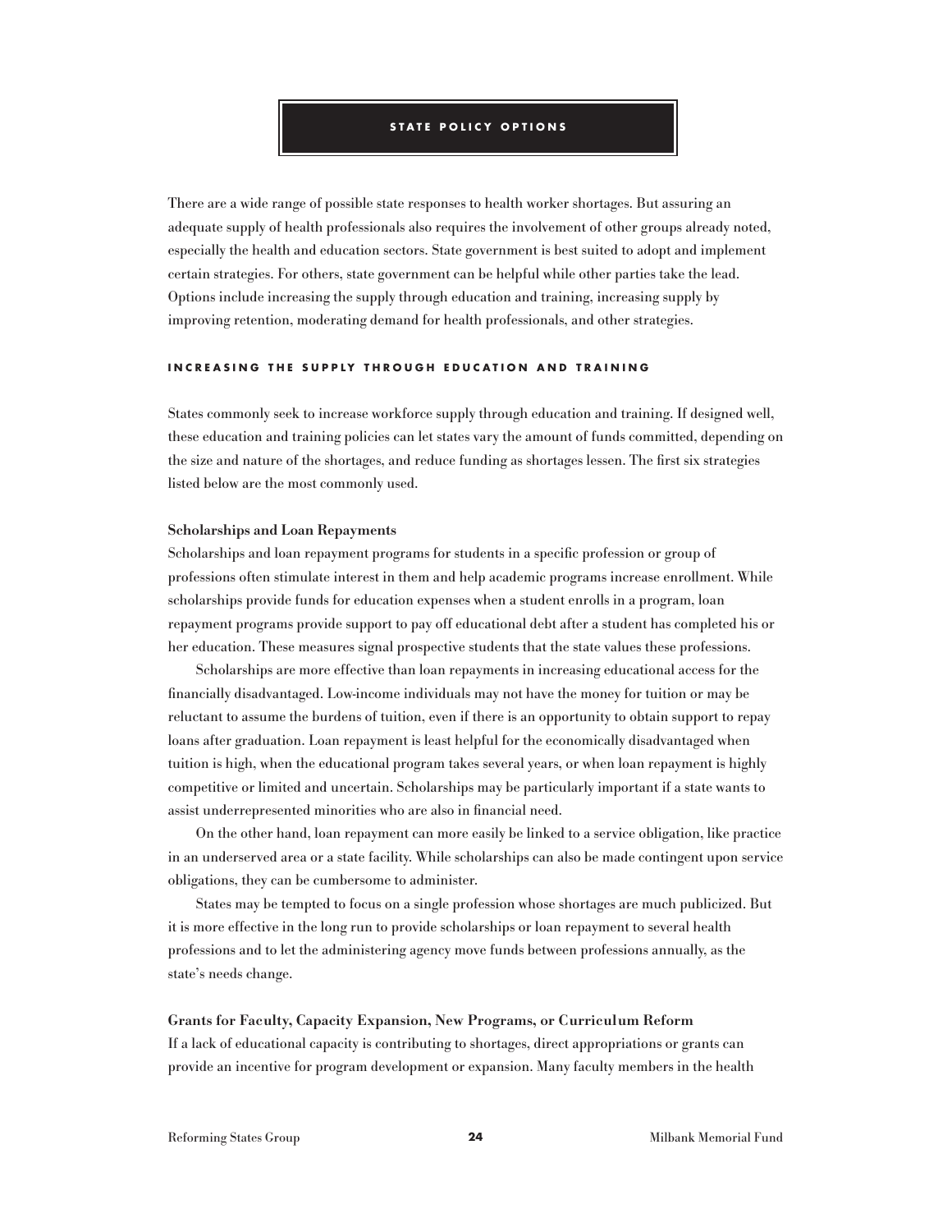## STATE POLICY OPTIONS

There are a wide range of possible state responses to health worker shortages. But assuring an adequate supply of health professionals also requires the involvement of other groups already noted, especially the health and education sectors. State government is best suited to adopt and implement certain strategies. For others, state government can be helpful while other parties take the lead. Options include increasing the supply through education and training, increasing supply by improving retention, moderating demand for health professionals, and other strategies.

### INCREASING THE SUPPLY THROUGH EDUCATION AND TRAINING

States commonly seek to increase workforce supply through education and training. If designed well, these education and training policies can let states vary the amount of funds committed, depending on the size and nature of the shortages, and reduce funding as shortages lessen. The first six strategies listed below are the most commonly used.

**Scholarships and Loan Repayments**

Scholarships and loan repayment programs for students in a specific profession or group of professions often stimulate interest in them and help academic programs increase enrollment. While scholarships provide funds for education expenses when a student enrolls in a program, loan repayment programs provide support to pay off educational debt after a student has completed his or her education. These measures signal prospective students that the state values these professions.

Scholarships are more effective than loan repayments in increasing educational access for the financially disadvantaged. Low-income individuals may not have the money for tuition or may be reluctant to assume the burdens of tuition, even if there is an opportunity to obtain support to repay loans after graduation. Loan repayment is least helpful for the economically disadvantaged when tuition is high, when the educational program takes several years, or when loan repayment is highly competitive or limited and uncertain. Scholarships may be particularly important if a state wants to assist underrepresented minorities who are also in financial need.

On the other hand, loan repayment can more easily be linked to a service obligation, like practice in an underserved area or a state facility. While scholarships can also be made contingent upon service obligations, they can be cumbersome to administer.

States may be tempted to focus on a single profession whose shortages are much publicized. But it is more effective in the long run to provide scholarships or loan repayment to several health professions and to let the administering agency move funds between professions annually, as the state's needs change.

**Grants for Faculty, Capacity Expansion, New Programs, or Curriculum Reform**

If a lack of educational capacity is contributing to shortages, direct appropriations or grants can provide an incentive for program development or expansion. Many faculty members in the health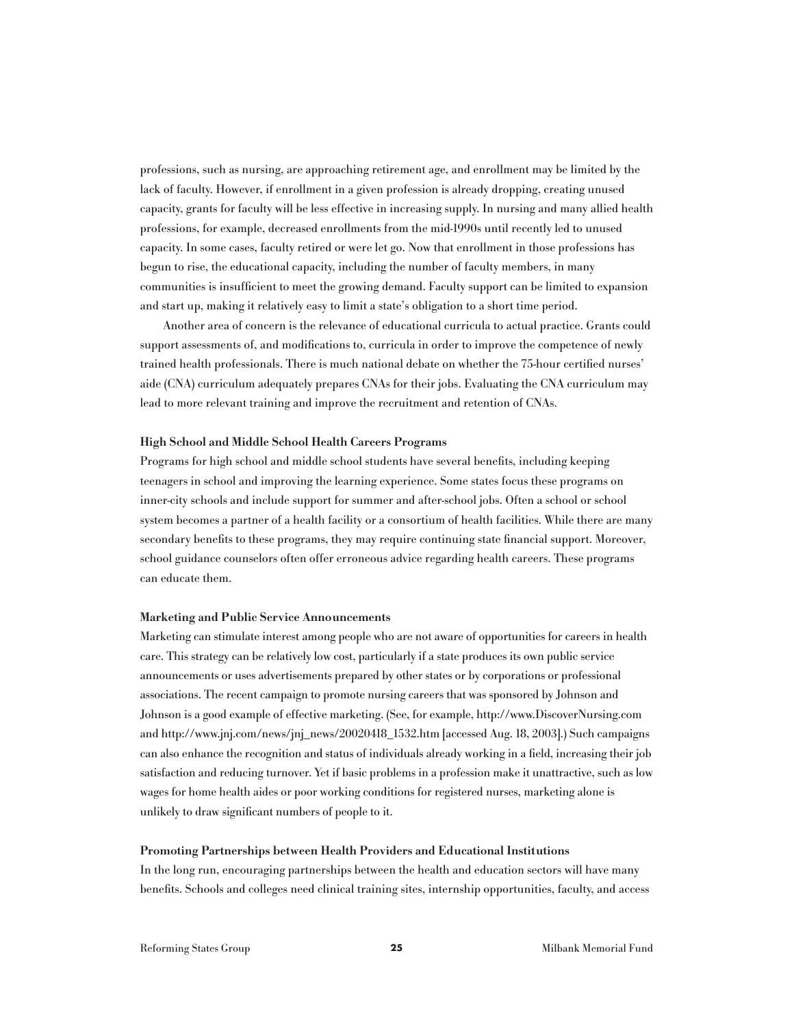professions, such as nursing, are approaching retirement age, and enrollment may be limited by the lack of faculty. However, if enrollment in a given profession is already dropping, creating unused capacity, grants for faculty will be less effective in increasing supply. In nursing and many allied health professions, for example, decreased enrollments from the mid-1990s until recently led to unused capacity. In some cases, faculty retired or were let go. Now that enrollment in those professions has begun to rise, the educational capacity, including the number of faculty members, in many communities is insufficient to meet the growing demand. Faculty support can be limited to expansion and start up, making it relatively easy to limit a state's obligation to a short time period.

Another area of concern is the relevance of educational curricula to actual practice. Grants could support assessments of, and modifications to, curricula in order to improve the competence of newly trained health professionals. There is much national debate on whether the 75-hour certified nurses' aide (CNA) curriculum adequately prepares CNAs for their jobs. Evaluating the CNA curriculum may lead to more relevant training and improve the recruitment and retention of CNAs.

**High School and Middle School Health Careers Programs**

Programs for high school and middle school students have several benefits, including keeping teenagers in school and improving the learning experience. Some states focus these programs on inner-city schools and include support for summer and after-school jobs. Often a school or school system becomes a partner of a health facility or a consortium of health facilities. While there are many secondary benefits to these programs, they may require continuing state financial support. Moreover, school guidance counselors often offer erroneous advice regarding health careers. These programs can educate them.

**Marketing and Public Service Announcements**

Marketing can stimulate interest among people who are not aware of opportunities for careers in health care. This strategy can be relatively low cost, particularly if a state produces its own public service announcements or uses advertisements prepared by other states or by corporations or professional associations. The recent campaign to promote nursing careers that was sponsored by Johnson and Johnson is a good example of effective marketing. (See, for example, http://www.DiscoverNursing.com and http://www.jnj.com/news/jnj_news/20020418_1532.htm [accessed Aug. 18, 2003].) Such campaigns can also enhance the recognition and status of individuals already working in a field, increasing their job satisfaction and reducing turnover. Yet if basic problems in a profession make it unattractive, such as low wages for home health aides or poor working conditions for registered nurses, marketing alone is unlikely to draw significant numbers of people to it.

**Promoting Partnerships between Health Providers and Educational Institutions**

In the long run, encouraging partnerships between the health and education sectors will have many benefits. Schools and colleges need clinical training sites, internship opportunities, faculty, and access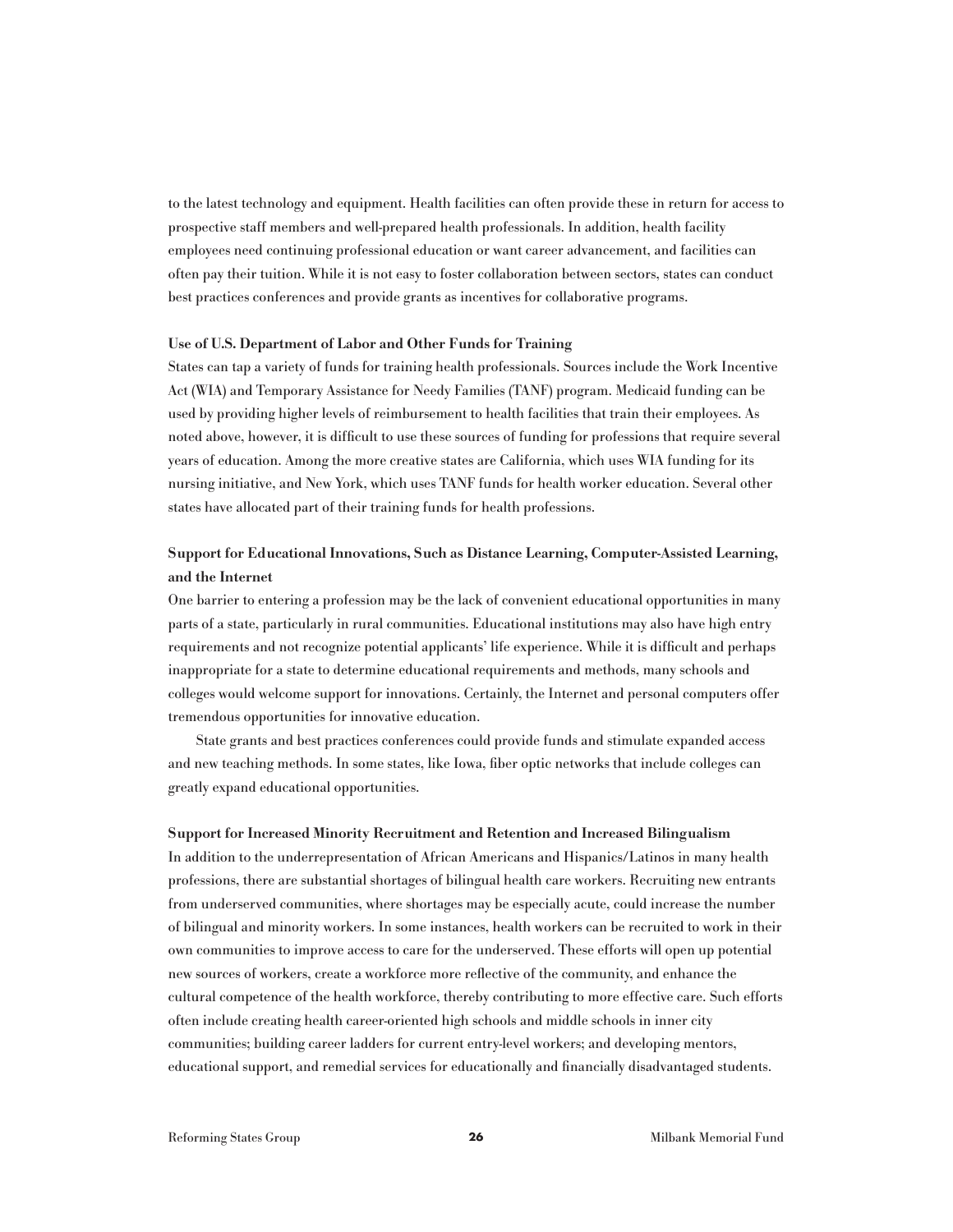to the latest technology and equipment. Health facilities can often provide these in return for access to prospective staff members and well-prepared health professionals. In addition, health facility employees need continuing professional education or want career advancement, and facilities can often pay their tuition. While it is not easy to foster collaboration between sectors, states can conduct best practices conferences and provide grants as incentives for collaborative programs.

**Use of U.S. Department of Labor and Other Funds for Training**

States can tap a variety of funds for training health professionals. Sources include the Work Incentive Act (WIA) and Temporary Assistance for Needy Families (TANF) program. Medicaid funding can be used by providing higher levels of reimbursement to health facilities that train their employees. As noted above, however, it is difficult to use these sources of funding for professions that require several years of education. Among the more creative states are California, which uses WIA funding for its nursing initiative, and New York, which uses TANF funds for health worker education. Several other states have allocated part of their training funds for health professions.

**Support for Educational Innovations, Such as Distance Learning, Computer-Assisted Learning, and the Internet**

One barrier to entering a profession may be the lack of convenient educational opportunities in many parts of a state, particularly in rural communities. Educational institutions may also have high entry requirements and not recognize potential applicants' life experience. While it is difficult and perhaps inappropriate for a state to determine educational requirements and methods, many schools and colleges would welcome support for innovations. Certainly, the Internet and personal computers offer tremendous opportunities for innovative education.

State grants and best practices conferences could provide funds and stimulate expanded access and new teaching methods. In some states, like Iowa, fiber optic networks that include colleges can greatly expand educational opportunities.

**Support for Increased Minority Recruitment and Retention and Increased Bilingualism**

In addition to the underrepresentation of African Americans and Hispanics/Latinos in many health professions, there are substantial shortages of bilingual health care workers. Recruiting new entrants from underserved communities, where shortages may be especially acute, could increase the number of bilingual and minority workers. In some instances, health workers can be recruited to work in their own communities to improve access to care for the underserved. These efforts will open up potential new sources of workers, create a workforce more reflective of the community, and enhance the cultural competence of the health workforce, thereby contributing to more effective care. Such efforts often include creating health career-oriented high schools and middle schools in inner city communities; building career ladders for current entry-level workers; and developing mentors, educational support, and remedial services for educationally and financially disadvantaged students.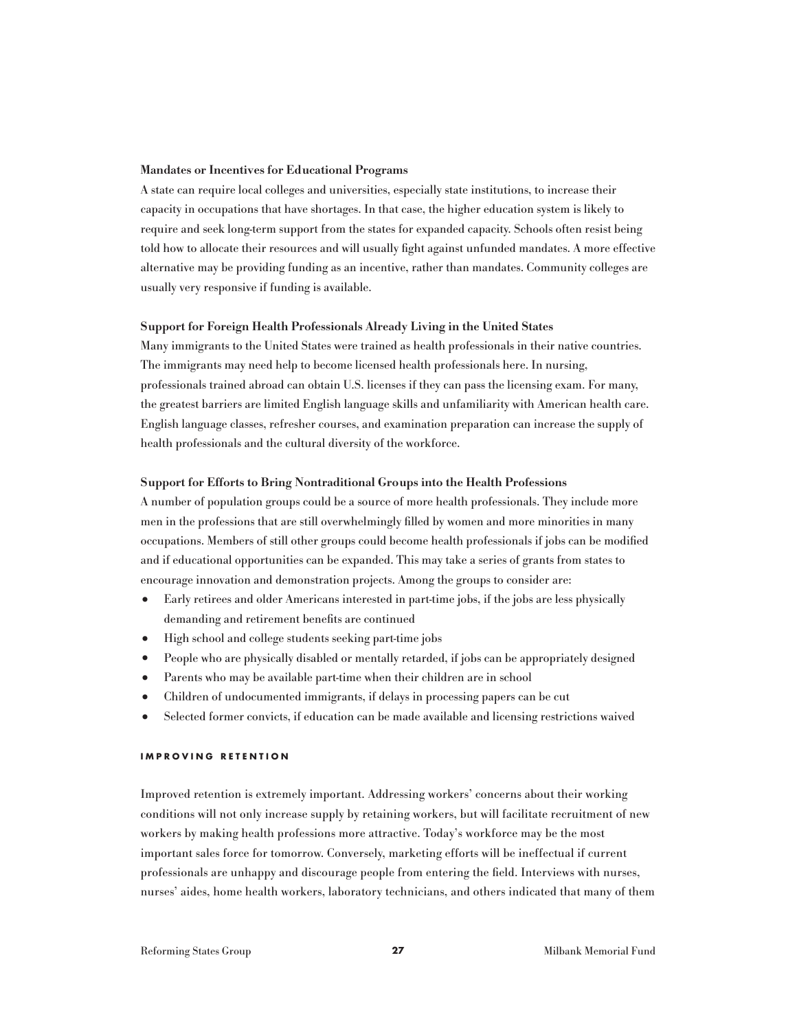### Mandates or Incentives for Educational Programs

A state can require local colleges and universities, especially state institutions, to increase their capacity in occupations that have shortages. In that case, the higher education system is likely to require and seek long-term support from the states for expanded capacity. Schools often resist being told how to allocate their resources and will usually fight against unfunded mandates. A more effective alternative may be providing funding as an incentive, rather than mandates. Community colleges are usually very responsive if funding is available.

### Support for Foreign Health Professionals Already Living in the United States

Many immigrants to the United States were trained as health professionals in their native countries. The immigrants may need help to become licensed health professionals here. In nursing, professionals trained abroad can obtain U.S. licenses if they can pass the licensing exam. For many, the greatest barriers are limited English language skills and unfamiliarity with American health care. English language classes, refresher courses, and examination preparation can increase the supply of health professionals and the cultural diversity of the workforce.

### Support for Efforts to Bring Nontraditional Groups into the Health Professions

A number of population groups could be a source of more health professionals. They include more men in the professions that are still overwhelmingly filled by women and more minorities in many occupations. Members of still other groups could become health professionals if jobs can be modified and if educational opportunities can be expanded. This may take a series of grants from states to encourage innovation and demonstration projects. Among the groups to consider are:

- Early retirees and older Americans interested in part-time jobs, if the jobs are less physically demanding and retirement benefits are continued
- High school and college students seeking part-time jobs
- People who are physically disabled or mentally retarded, if jobs can be appropriately designed
- Parents who may be available part-time when their children are in school
- Children of undocumented immigrants, if delays in processing papers can be cut
- Selected former convicts, if education can be made available and licensing restrictions waived

## IMPROVING RETENTION

Improved retention is extremely important. Addressing workers' concerns about their working conditions will not only increase supply by retaining workers, but will facilitate recruitment of new workers by making health professions more attractive. Today's workforce may be the most important sales force for tomorrow. Conversely, marketing efforts will be ineffectual if current professionals are unhappy and discourage people from entering the field. Interviews with nurses, nurses' aides, home health workers, laboratory technicians, and others indicated that many of them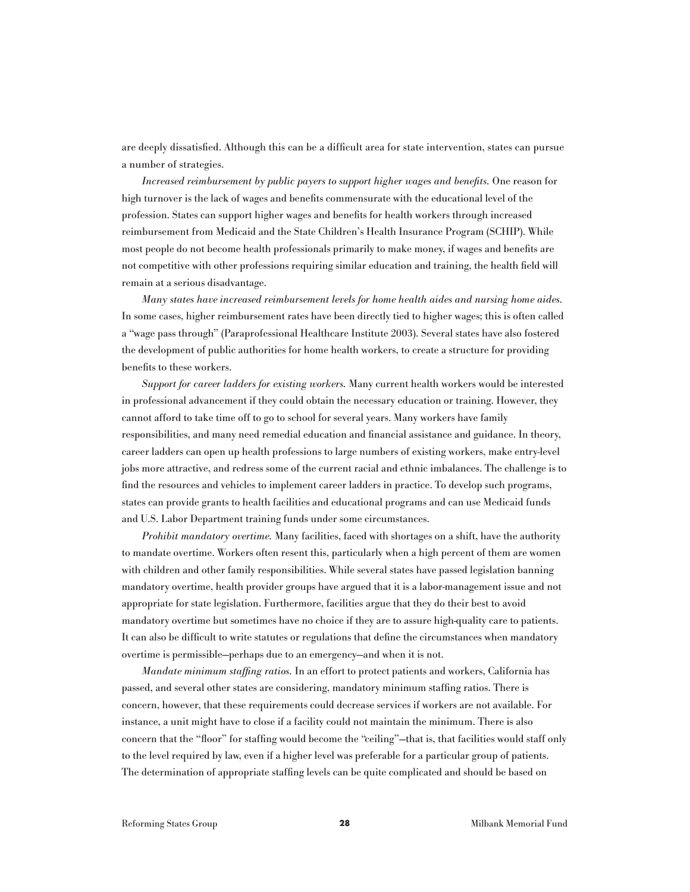are deeply dissatisfied. Although this can be a difficult area for state intervention, states can pursue a number of strategies.

*Increased reimbursement by public payers to support higher wages and benefits.* One reason for high turnover is the lack of wages and benefits commensurate with the educational level of the profession. States can support higher wages and benefits for health workers through increased reimbursement from Medicaid and the State Children's Health Insurance Program (SCHIP). While most people do not become health professionals primarily to make money, if wages and benefits are not competitive with other professions requiring similar education and training, the health field will remain at a serious disadvantage.

*Many states have increased reimbursement levels for home health aides and nursing home aides.* In some cases, higher reimbursement rates have been directly tied to higher wages; this is often called a "wage pass through" (Paraprofessional Healthcare Institute 2003). Several states have also fostered the development of public authorities for home health workers, to create a structure for providing benefits to these workers.

*Support for career ladders for existing workers.* Many current health workers would be interested in professional advancement if they could obtain the necessary education or training. However, they cannot afford to take time off to go to school for several years. Many workers have family responsibilities, and many need remedial education and financial assistance and guidance. In theory, career ladders can open up health professions to large numbers of existing workers, make entry-level jobs more attractive, and redress some of the current racial and ethnic imbalances. The challenge is to find the resources and vehicles to implement career ladders in practice. To develop such programs, states can provide grants to health facilities and educational programs and can use Medicaid funds and U.S. Labor Department training funds under some circumstances.

*Prohibit mandatory overtime.* Many facilities, faced with shortages on a shift, have the authority to mandate overtime. Workers often resent this, particularly when a high percent of them are women with children and other family responsibilities. While several states have passed legislation banning mandatory overtime, health provider groups have argued that it is a labor-management issue and not appropriate for state legislation. Furthermore, facilities argue that they do their best to avoid mandatory overtime but sometimes have no choice if they are to assure high-quality care to patients. It can also be difficult to write statutes or regulations that define the circumstances when mandatory overtime is permissible—perhaps due to an emergency—and when it is not.

*Mandate minimum staffing ratios.* In an effort to protect patients and workers, California has passed, and several other states are considering, mandatory minimum staffing ratios. There is concern, however, that these requirements could decrease services if workers are not available. For instance, a unit might have to close if a facility could not maintain the minimum. There is also concern that the "floor" for staffing would become the "ceiling"—that is, that facilities would staff only to the level required by law, even if a higher level was preferable for a particular group of patients. The determination of appropriate staffing levels can be quite complicated and should be based on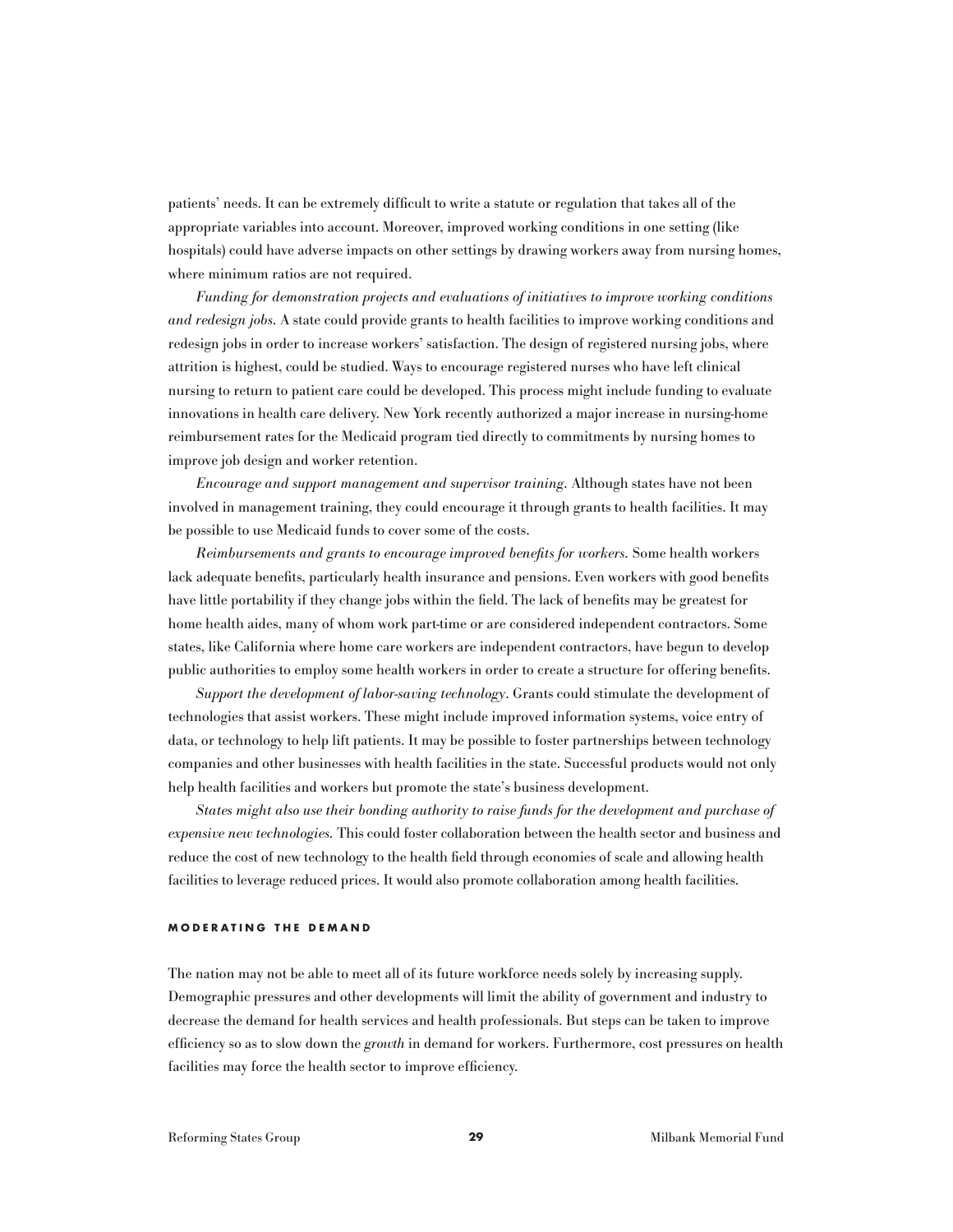patients' needs. It can be extremely difficult to write a statute or regulation that takes all of the appropriate variables into account. Moreover, improved working conditions in one setting (like hospitals) could have adverse impacts on other settings by drawing workers away from nursing homes, where minimum ratios are not required.

*Funding for demonstration projects and evaluations of initiatives to improve working conditions and redesign jobs.* A state could provide grants to health facilities to improve working conditions and redesign jobs in order to increase workers' satisfaction. The design of registered nursing jobs, where attrition is highest, could be studied. Ways to encourage registered nurses who have left clinical nursing to return to patient care could be developed. This process might include funding to evaluate innovations in health care delivery. New York recently authorized a major increase in nursing-home reimbursement rates for the Medicaid program tied directly to commitments by nursing homes to improve job design and worker retention.

*Encourage and support management and supervisor training.* Although states have not been involved in management training, they could encourage it through grants to health facilities. It may be possible to use Medicaid funds to cover some of the costs.

*Reimbursements and grants to encourage improved benefits for workers.* Some health workers lack adequate benefits, particularly health insurance and pensions. Even workers with good benefits have little portability if they change jobs within the field. The lack of benefits may be greatest for home health aides, many of whom work part-time or are considered independent contractors. Some states, like California where home care workers are independent contractors, have begun to develop public authorities to employ some health workers in order to create a structure for offering benefits.

*Support the development of labor-saving technology.* Grants could stimulate the development of technologies that assist workers. These might include improved information systems, voice entry of data, or technology to help lift patients. It may be possible to foster partnerships between technology companies and other businesses with health facilities in the state. Successful products would not only help health facilities and workers but promote the state's business development.

*States might also use their bonding authority to raise funds for the development and purchase of expensive new technologies.* This could foster collaboration between the health sector and business and reduce the cost of new technology to the health field through economies of scale and allowing health facilities to leverage reduced prices. It would also promote collaboration among health facilities.

#### MODERATING THE DEMAND

The nation may not be able to meet all of its future workforce needs solely by increasing supply. Demographic pressures and other developments will limit the ability of government and industry to decrease the demand for health services and health professionals. But steps can be taken to improve efficiency so as to slow down the *growth* in demand for workers. Furthermore, cost pressures on health facilities may force the health sector to improve efficiency.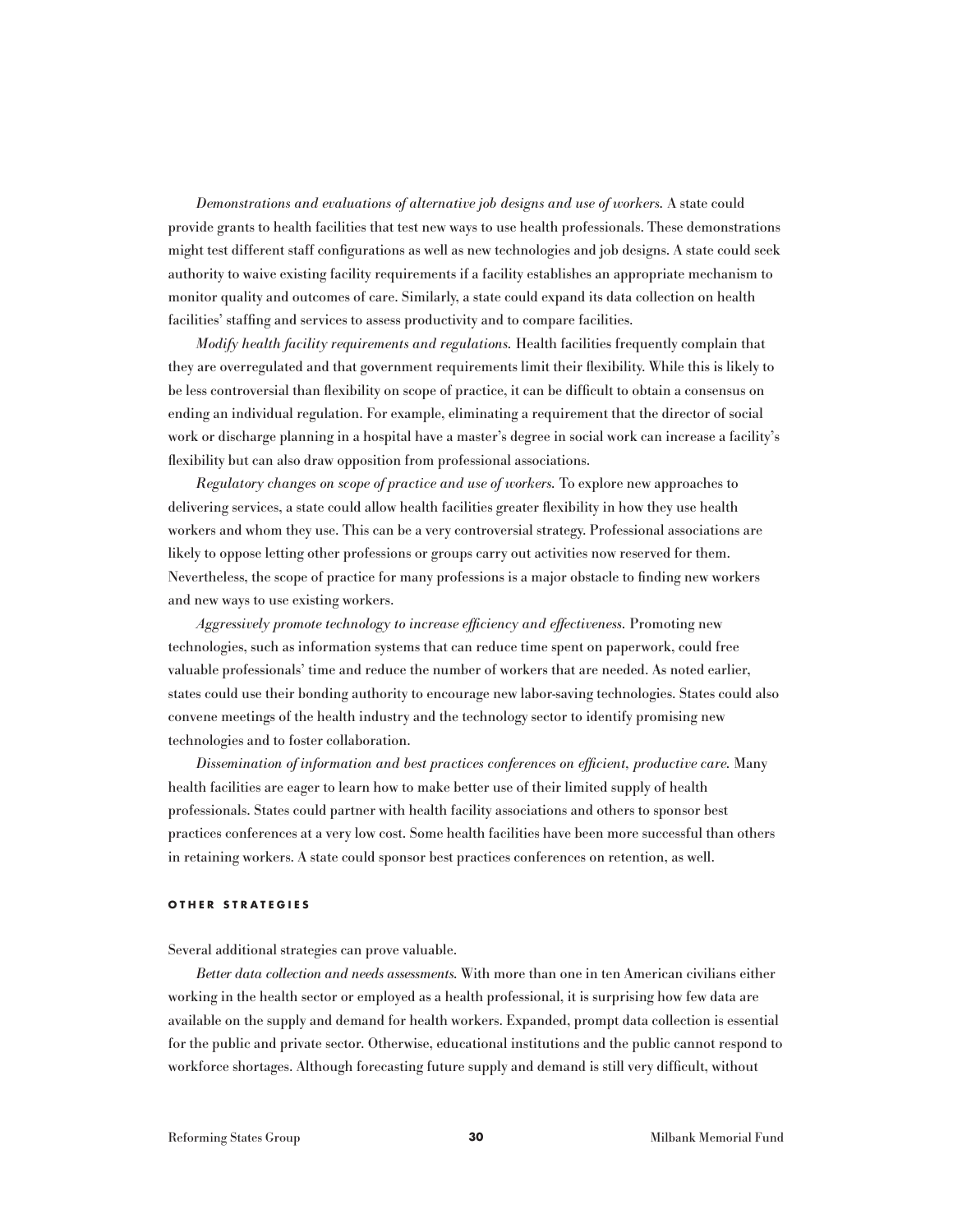*Demonstrations and evaluations of alternative job designs and use of workers.* A state could provide grants to health facilities that test new ways to use health professionals. These demonstrations might test different staff configurations as well as new technologies and job designs. A state could seek authority to waive existing facility requirements if a facility establishes an appropriate mechanism to monitor quality and outcomes of care. Similarly, a state could expand its data collection on health facilities' staffing and services to assess productivity and to compare facilities.

*Modify health facility requirements and regulations.* Health facilities frequently complain that they are overregulated and that government requirements limit their flexibility. While this is likely to be less controversial than flexibility on scope of practice, it can be difficult to obtain a consensus on ending an individual regulation. For example, eliminating a requirement that the director of social work or discharge planning in a hospital have a master's degree in social work can increase a facility's flexibility but can also draw opposition from professional associations.

*Regulatory changes on scope of practice and use of workers.* To explore new approaches to delivering services, a state could allow health facilities greater flexibility in how they use health workers and whom they use. This can be a very controversial strategy. Professional associations are likely to oppose letting other professions or groups carry out activities now reserved for them. Nevertheless, the scope of practice for many professions is a major obstacle to finding new workers and new ways to use existing workers.

*Aggressively promote technology to increase efficiency and effectiveness.* Promoting new technologies, such as information systems that can reduce time spent on paperwork, could free valuable professionals' time and reduce the number of workers that are needed. As noted earlier, states could use their bonding authority to encourage new labor-saving technologies. States could also convene meetings of the health industry and the technology sector to identify promising new technologies and to foster collaboration.

*Dissemination of information and best practices conferences on efficient, productive care.* Many health facilities are eager to learn how to make better use of their limited supply of health professionals. States could partner with health facility associations and others to sponsor best practices conferences at a very low cost. Some health facilities have been more successful than others in retaining workers. A state could sponsor best practices conferences on retention, as well.

#### OTHER STRATEGIES

Several additional strategies can prove valuable.

*Better data collection and needs assessments.* With more than one in ten American civilians either working in the health sector or employed as a health professional, it is surprising how few data are available on the supply and demand for health workers. Expanded, prompt data collection is essential for the public and private sector. Otherwise, educational institutions and the public cannot respond to workforce shortages. Although forecasting future supply and demand is still very difficult, without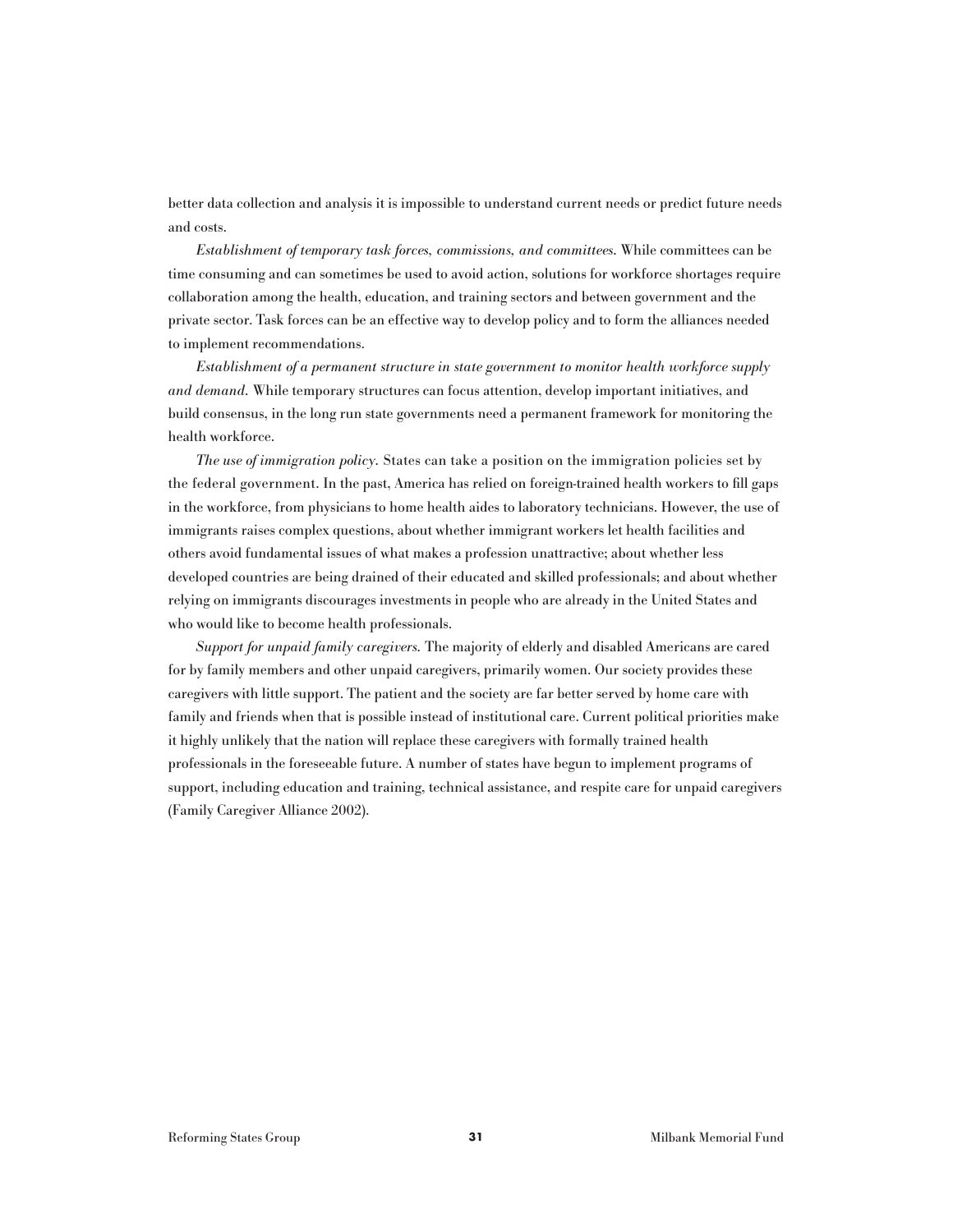better data collection and analysis it is impossible to understand current needs or predict future needs and costs.

*Establishment of temporary task forces, commissions, and committees.* While committees can be time consuming and can sometimes be used to avoid action, solutions for workforce shortages require collaboration among the health, education, and training sectors and between government and the private sector. Task forces can be an effective way to develop policy and to form the alliances needed to implement recommendations.

*Establishment of a permanent structure in state government to monitor health workforce supply and demand.* While temporary structures can focus attention, develop important initiatives, and build consensus, in the long run state governments need a permanent framework for monitoring the health workforce.

*The use of immigration policy.* States can take a position on the immigration policies set by the federal government. In the past, America has relied on foreign-trained health workers to fill gaps in the workforce, from physicians to home health aides to laboratory technicians. However, the use of immigrants raises complex questions, about whether immigrant workers let health facilities and others avoid fundamental issues of what makes a profession unattractive; about whether less developed countries are being drained of their educated and skilled professionals; and about whether relying on immigrants discourages investments in people who are already in the United States and who would like to become health professionals.

*Support for unpaid family caregivers.* The majority of elderly and disabled Americans are cared for by family members and other unpaid caregivers, primarily women. Our society provides these caregivers with little support. The patient and the society are far better served by home care with family and friends when that is possible instead of institutional care. Current political priorities make it highly unlikely that the nation will replace these caregivers with formally trained health professionals in the foreseeable future. A number of states have begun to implement programs of support, including education and training, technical assistance, and respite care for unpaid caregivers (Family Caregiver Alliance 2002).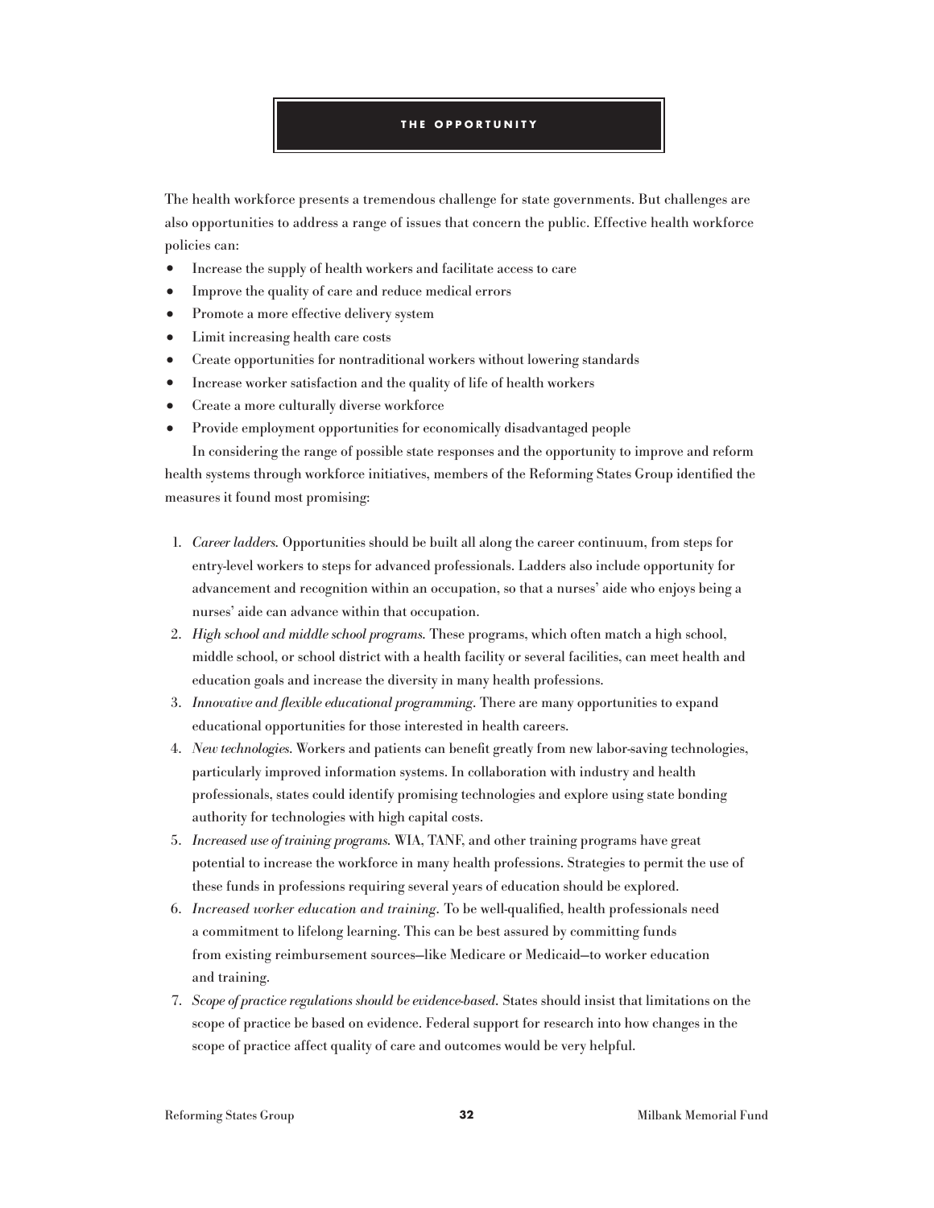## THE OPPORTUNITY

The health workforce presents a tremendous challenge for state governments. But challenges are also opportunities to address a range of issues that concern the public. Effective health workforce policies can:

- Increase the supply of health workers and facilitate access to care
- Improve the quality of care and reduce medical errors
- Promote a more effective delivery system
- Limit increasing health care costs
- Create opportunities for nontraditional workers without lowering standards
- Increase worker satisfaction and the quality of life of health workers
- Create a more culturally diverse workforce
- Provide employment opportunities for economically disadvantaged people

In considering the range of possible state responses and the opportunity to improve and reform health systems through workforce initiatives, members of the Reforming States Group identified the measures it found most promising:

1. *Career ladders.* Opportunities should be built all along the career continuum, from steps for entry-level workers to steps for advanced professionals. Ladders also include opportunity for advancement and recognition within an occupation, so that a nurses' aide who enjoys being a nurses' aide can advance within that occupation.
2. *High school and middle school programs.* These programs, which often match a high school, middle school, or school district with a health facility or several facilities, can meet health and education goals and increase the diversity in many health professions.
3. *Innovative and flexible educational programming.* There are many opportunities to expand educational opportunities for those interested in health careers.
4. *New technologies.* Workers and patients can benefit greatly from new labor-saving technologies, particularly improved information systems. In collaboration with industry and health professionals, states could identify promising technologies and explore using state bonding authority for technologies with high capital costs.
5. *Increased use of training programs.* WIA, TANF, and other training programs have great potential to increase the workforce in many health professions. Strategies to permit the use of these funds in professions requiring several years of education should be explored.
6. *Increased worker education and training.* To be well-qualified, health professionals need a commitment to lifelong learning. This can be best assured by committing funds from existing reimbursement sources—like Medicare or Medicaid—to worker education and training.
7. *Scope of practice regulations should be evidence-based.* States should insist that limitations on the scope of practice be based on evidence. Federal support for research into how changes in the scope of practice affect quality of care and outcomes would be very helpful.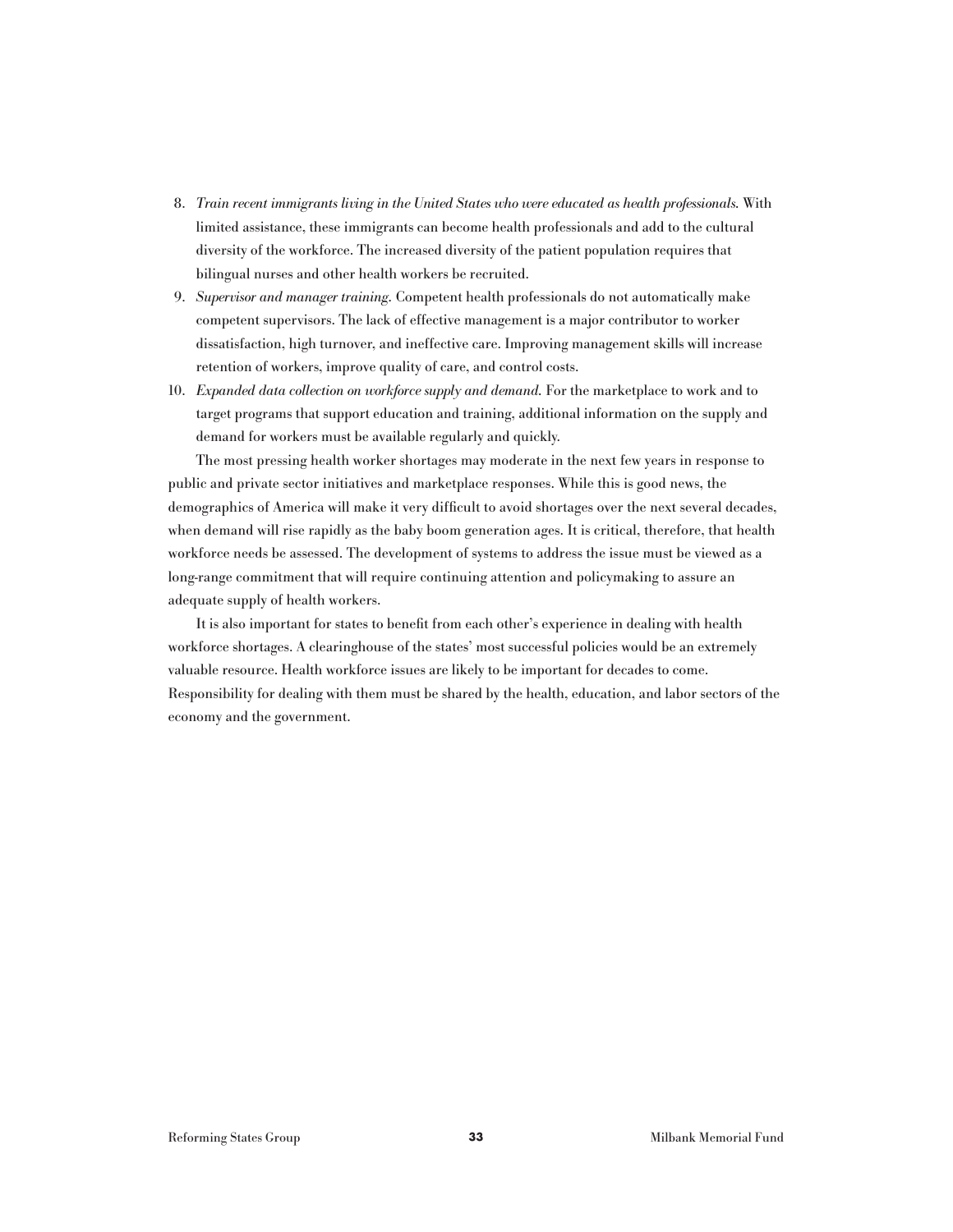8. *Train recent immigrants living in the United States who were educated as health professionals.* With limited assistance, these immigrants can become health professionals and add to the cultural diversity of the workforce. The increased diversity of the patient population requires that bilingual nurses and other health workers be recruited.
9. *Supervisor and manager training.* Competent health professionals do not automatically make competent supervisors. The lack of effective management is a major contributor to worker dissatisfaction, high turnover, and ineffective care. Improving management skills will increase retention of workers, improve quality of care, and control costs.
10. *Expanded data collection on workforce supply and demand.* For the marketplace to work and to target programs that support education and training, additional information on the supply and demand for workers must be available regularly and quickly.

The most pressing health worker shortages may moderate in the next few years in response to public and private sector initiatives and marketplace responses. While this is good news, the demographics of America will make it very difficult to avoid shortages over the next several decades, when demand will rise rapidly as the baby boom generation ages. It is critical, therefore, that health workforce needs be assessed. The development of systems to address the issue must be viewed as a long-range commitment that will require continuing attention and policymaking to assure an adequate supply of health workers.

It is also important for states to benefit from each other's experience in dealing with health workforce shortages. A clearinghouse of the states' most successful policies would be an extremely valuable resource. Health workforce issues are likely to be important for decades to come. Responsibility for dealing with them must be shared by the health, education, and labor sectors of the economy and the government.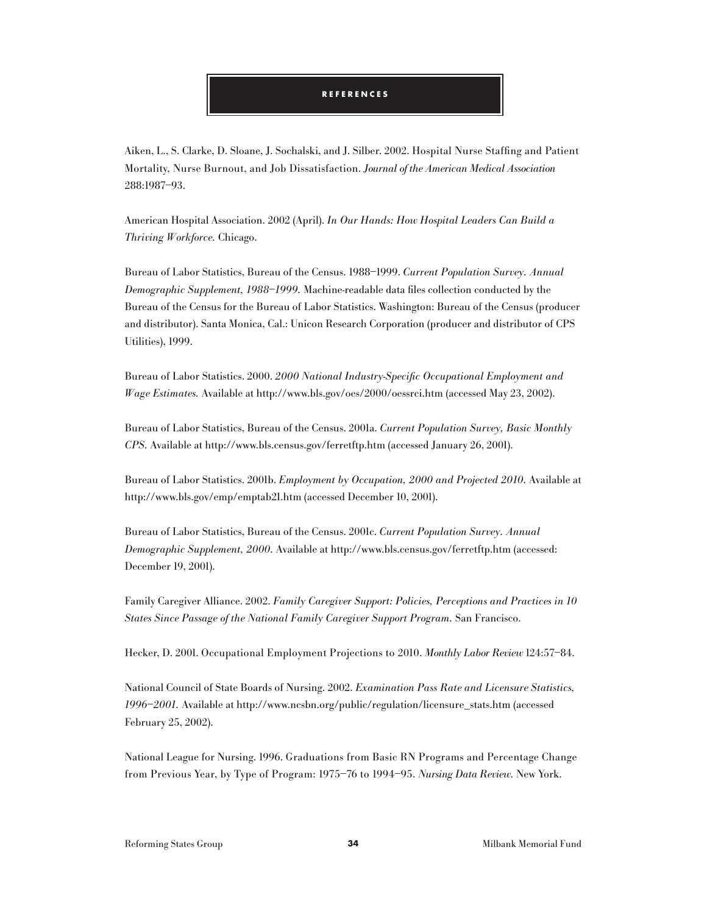# REFERENCES

Aiken, L., S. Clarke, D. Sloane, J. Sochalski, and J. Silber. 2002. Hospital Nurse Staffing and Patient Mortality, Nurse Burnout, and Job Dissatisfaction. *Journal of the American Medical Association* 288:1987–93.

American Hospital Association. 2002 (April). *In Our Hands: How Hospital Leaders Can Build a Thriving Workforce.* Chicago.

Bureau of Labor Statistics, Bureau of the Census. 1988–1999. *Current Population Survey. Annual Demographic Supplement, 1988–1999.* Machine-readable data files collection conducted by the Bureau of the Census for the Bureau of Labor Statistics. Washington: Bureau of the Census (producer and distributor). Santa Monica, Cal.: Unicon Research Corporation (producer and distributor of CPS Utilities), 1999.

Bureau of Labor Statistics. 2000. *2000 National Industry-Specific Occupational Employment and Wage Estimates.* Available at http://www.bls.gov/oes/2000/oessrci.htm (accessed May 23, 2002).

Bureau of Labor Statistics, Bureau of the Census. 2001a. *Current Population Survey, Basic Monthly CPS.* Available at http://www.bls.census.gov/ferretftp.htm (accessed January 26, 2001).

Bureau of Labor Statistics. 2001b. *Employment by Occupation, 2000 and Projected 2010.* Available at http://www.bls.gov/emp/emptab21.htm (accessed December 10, 2001).

Bureau of Labor Statistics, Bureau of the Census. 2001c. *Current Population Survey. Annual Demographic Supplement, 2000.* Available at http://www.bls.census.gov/ferretftp.htm (accessed: December 19, 2001).

Family Caregiver Alliance. 2002. *Family Caregiver Support: Policies, Perceptions and Practices in 10 States Since Passage of the National Family Caregiver Support Program.* San Francisco.

Hecker, D. 2001. Occupational Employment Projections to 2010. *Monthly Labor Review* 124:57–84.

National Council of State Boards of Nursing. 2002. *Examination Pass Rate and Licensure Statistics, 1996–2001.* Available at http://www.ncsbn.org/public/regulation/licensure_stats.htm (accessed February 25, 2002).

National League for Nursing. 1996. Graduations from Basic RN Programs and Percentage Change from Previous Year, by Type of Program: 1975–76 to 1994–95. *Nursing Data Review.* New York.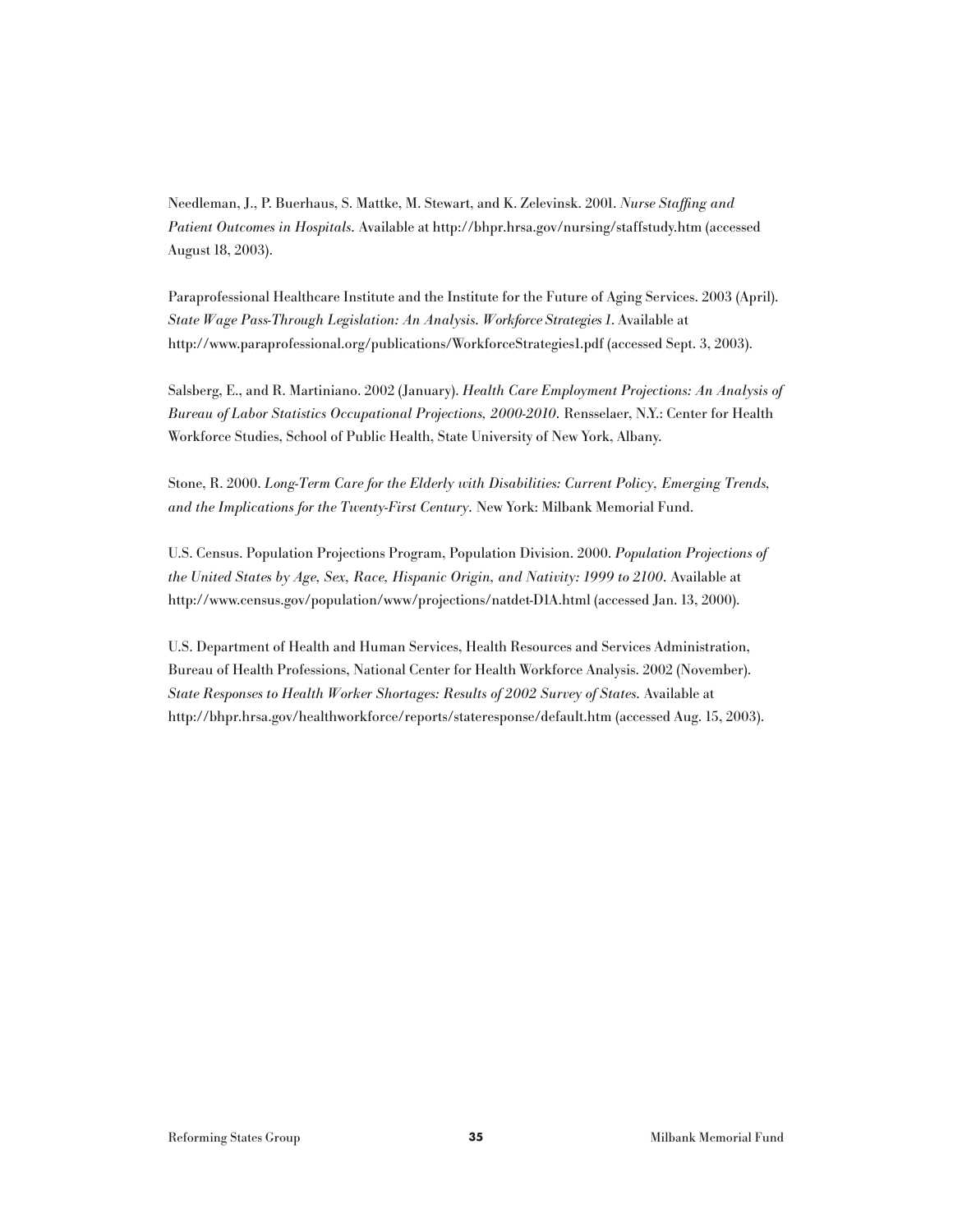Needleman, J., P. Buerhaus, S. Mattke, M. Stewart, and K. Zelevinsk. 2001. *Nurse Staffing and Patient Outcomes in Hospitals.* Available at http://bhpr.hrsa.gov/nursing/staffstudy.htm (accessed August 18, 2003).

Paraprofessional Healthcare Institute and the Institute for the Future of Aging Services. 2003 (April). *State Wage Pass-Through Legislation: An Analysis. Workforce Strategies 1.* Available at http://www.paraprofessional.org/publications/WorkforceStrategies1.pdf (accessed Sept. 3, 2003).

Salsberg, E., and R. Martiniano. 2002 (January). *Health Care Employment Projections: An Analysis of Bureau of Labor Statistics Occupational Projections, 2000-2010.* Rensselaer, N.Y.: Center for Health Workforce Studies, School of Public Health, State University of New York, Albany.

Stone, R. 2000. *Long-Term Care for the Elderly with Disabilities: Current Policy, Emerging Trends, and the Implications for the Twenty-First Century.* New York: Milbank Memorial Fund.

U.S. Census. Population Projections Program, Population Division. 2000. *Population Projections of the United States by Age, Sex, Race, Hispanic Origin, and Nativity: 1999 to 2100.* Available at http://www.census.gov/population/www/projections/natdet-D1A.html (accessed Jan. 13, 2000).

U.S. Department of Health and Human Services, Health Resources and Services Administration, Bureau of Health Professions, National Center for Health Workforce Analysis. 2002 (November). *State Responses to Health Worker Shortages: Results of 2002 Survey of States.* Available at http://bhpr.hrsa.gov/healthworkforce/reports/stateresponse/default.htm (accessed Aug. 15, 2003).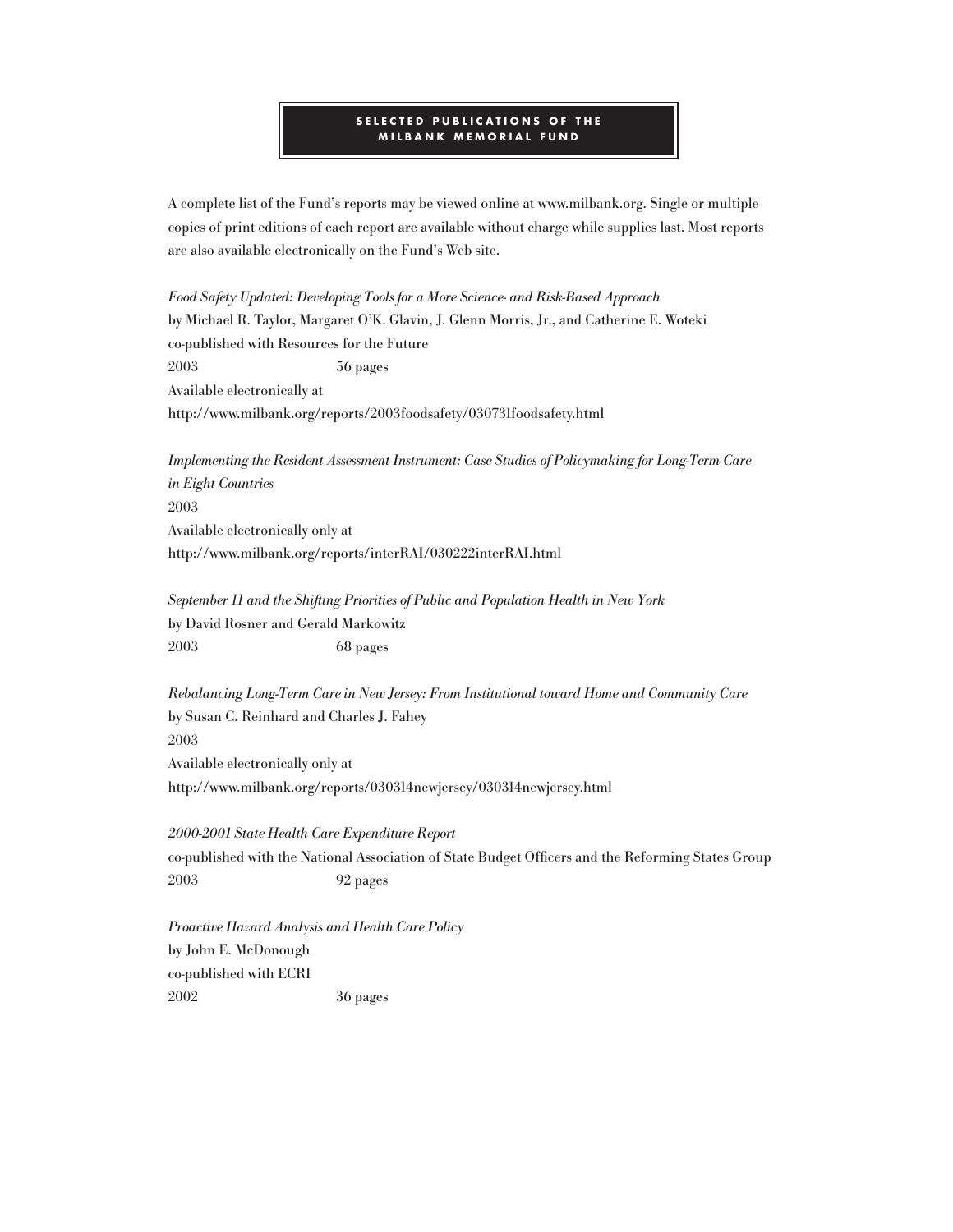## SELECTED PUBLICATIONS OF THE MILBANK MEMORIAL FUND

A complete list of the Fund's reports may be viewed online at www.milbank.org. Single or multiple copies of print editions of each report are available without charge while supplies last. Most reports are also available electronically on the Fund's Web site.

*Food Safety Updated: Developing Tools for a More Science- and Risk-Based Approach*
by Michael R. Taylor, Margaret O'K. Glavin, J. Glenn Morris, Jr., and Catherine E. Woteki
co-published with Resources for the Future
2003 56 pages
Available electronically at
http://www.milbank.org/reports/2003foodsafety/030731foodsafety.html

*Implementing the Resident Assessment Instrument: Case Studies of Policymaking for Long-Term Care in Eight Countries*
2003
Available electronically only at
http://www.milbank.org/reports/interRAI/030222interRAI.html

*September 11 and the Shifting Priorities of Public and Population Health in New York*
by David Rosner and Gerald Markowitz
2003 68 pages

*Rebalancing Long-Term Care in New Jersey: From Institutional toward Home and Community Care*
by Susan C. Reinhard and Charles J. Fahey
2003
Available electronically only at
http://www.milbank.org/reports/030314newjersey/030314newjersey.html

*2000-2001 State Health Care Expenditure Report*
co-published with the National Association of State Budget Officers and the Reforming States Group
2003 92 pages

*Proactive Hazard Analysis and Health Care Policy*
by John E. McDonough
co-published with ECRI
2002 36 pages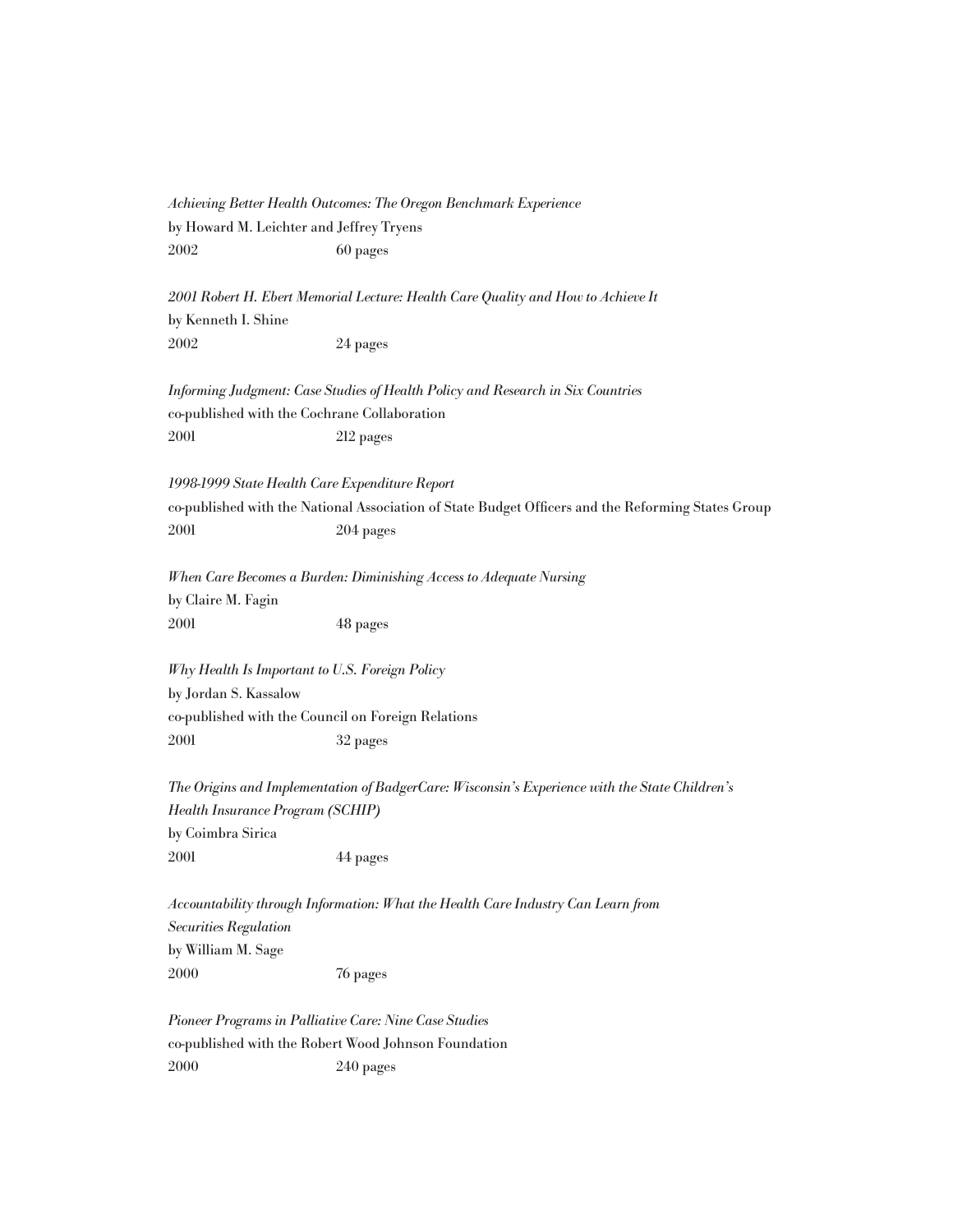*Achieving Better Health Outcomes: The Oregon Benchmark Experience*
by Howard M. Leichter and Jeffrey Tryens
2002 60 pages

*2001 Robert H. Ebert Memorial Lecture: Health Care Quality and How to Achieve It*
by Kenneth I. Shine
2002 24 pages

*Informing Judgment: Case Studies of Health Policy and Research in Six Countries*
co-published with the Cochrane Collaboration
2001 212 pages

*1998-1999 State Health Care Expenditure Report*
co-published with the National Association of State Budget Officers and the Reforming States Group
2001 204 pages

*When Care Becomes a Burden: Diminishing Access to Adequate Nursing*
by Claire M. Fagin
2001 48 pages

*Why Health Is Important to U.S. Foreign Policy*
by Jordan S. Kassalow
co-published with the Council on Foreign Relations
2001 32 pages

*The Origins and Implementation of BadgerCare: Wisconsin's Experience with the State Children's Health Insurance Program (SCHIP)*
by Coimbra Sirica
2001 44 pages

*Accountability through Information: What the Health Care Industry Can Learn from Securities Regulation*
by William M. Sage
2000 76 pages

*Pioneer Programs in Palliative Care: Nine Case Studies*
co-published with the Robert Wood Johnson Foundation
2000 240 pages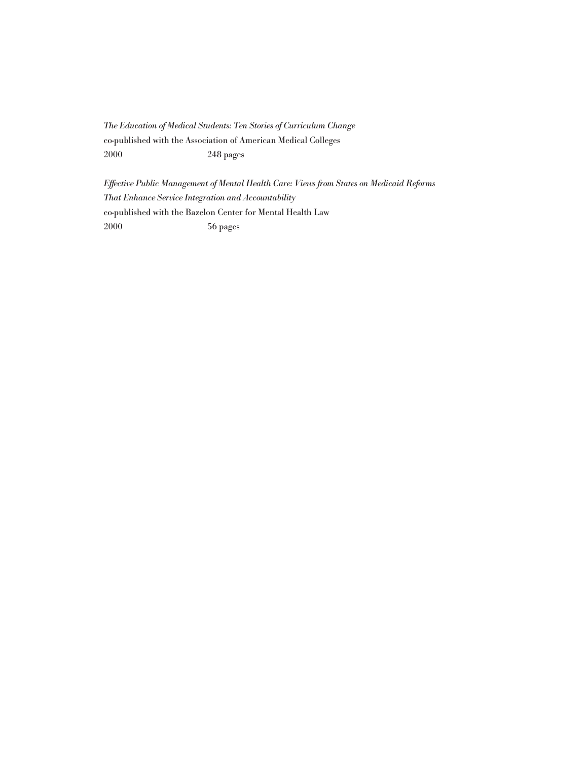*The Education of Medical Students: Ten Stories of Curriculum Change*
co-published with the Association of American Medical Colleges
2000 248 pages

*Effective Public Management of Mental Health Care: Views from States on Medicaid Reforms That Enhance Service Integration and Accountability*
co-published with the Bazelon Center for Mental Health Law
2000 56 pages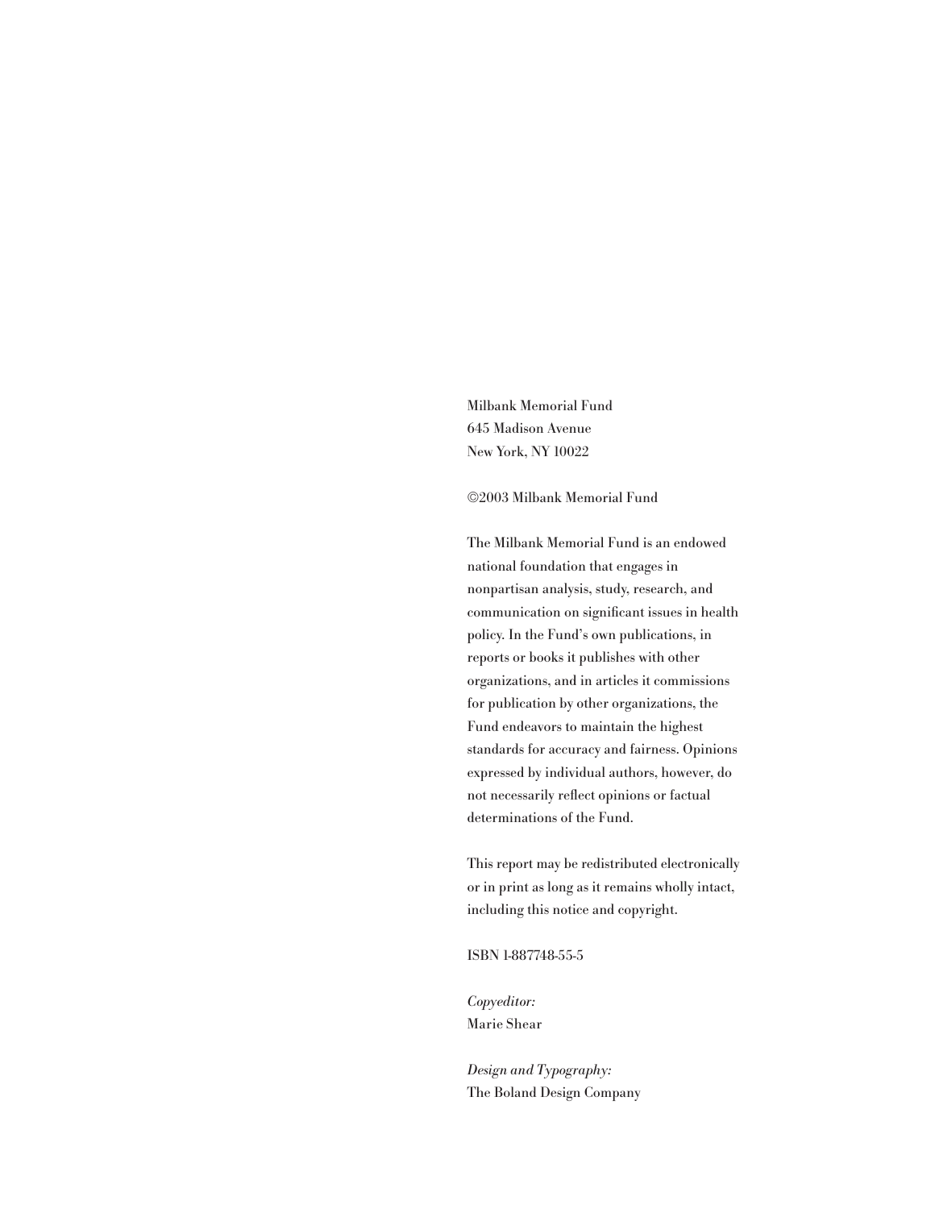Milbank Memorial Fund
645 Madison Avenue
New York, NY 10022

©2003 Milbank Memorial Fund

The Milbank Memorial Fund is an endowed national foundation that engages in nonpartisan analysis, study, research, and communication on significant issues in health policy. In the Fund's own publications, in reports or books it publishes with other organizations, and in articles it commissions for publication by other organizations, the Fund endeavors to maintain the highest standards for accuracy and fairness. Opinions expressed by individual authors, however, do not necessarily reflect opinions or factual determinations of the Fund.

This report may be redistributed electronically or in print as long as it remains wholly intact, including this notice and copyright.

ISBN 1-887748-55-5

*Copyeditor:*
Marie Shear

*Design and Typography:*
The Boland Design Company